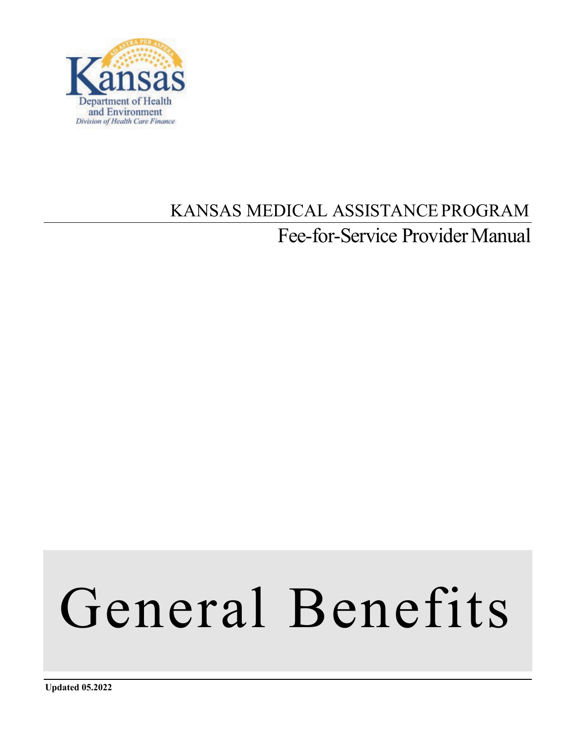Kansas Department of Health and Environment
*Division of Health Care Finance*

KANSAS MEDICAL ASSISTANCE PROGRAM

Fee-for-Service Provider Manual

# General Benefits

**Updated 05.2022**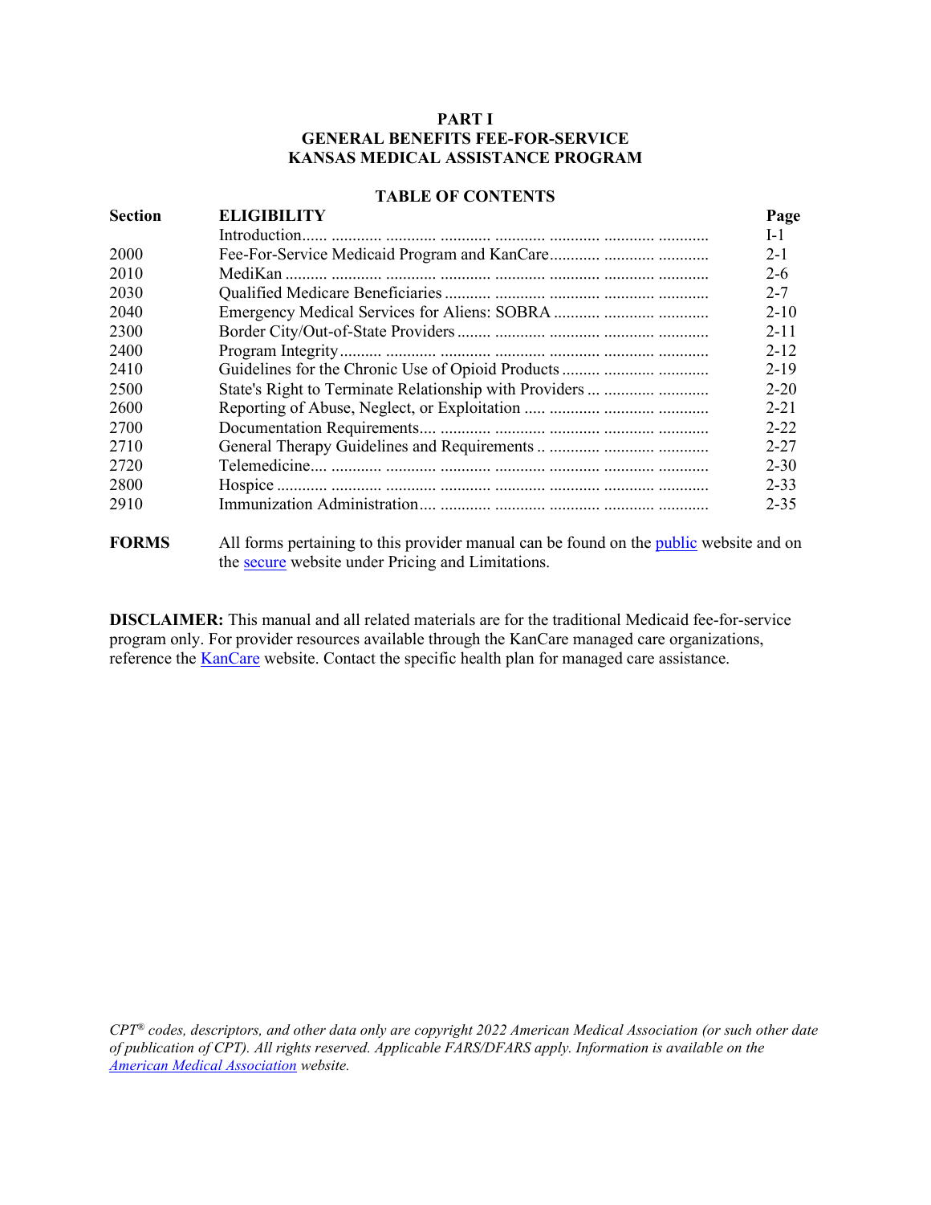# PART I
# GENERAL BENEFITS FEE-FOR-SERVICE
# KANSAS MEDICAL ASSISTANCE PROGRAM

## TABLE OF CONTENTS

| Section | ELIGIBILITY | Page |
|---|---|---|
| | Introduction | I-1 |
| 2000 | Fee-For-Service Medicaid Program and KanCare | 2-1 |
| 2010 | MediKan | 2-6 |
| 2030 | Qualified Medicare Beneficiaries | 2-7 |
| 2040 | Emergency Medical Services for Aliens: SOBRA | 2-10 |
| 2300 | Border City/Out-of-State Providers | 2-11 |
| 2400 | Program Integrity | 2-12 |
| 2410 | Guidelines for the Chronic Use of Opioid Products | 2-19 |
| 2500 | State's Right to Terminate Relationship with Providers | 2-20 |
| 2600 | Reporting of Abuse, Neglect, or Exploitation | 2-21 |
| 2700 | Documentation Requirements | 2-22 |
| 2710 | General Therapy Guidelines and Requirements | 2-27 |
| 2720 | Telemedicine | 2-30 |
| 2800 | Hospice | 2-33 |
| 2910 | Immunization Administration | 2-35 |

**FORMS** All forms pertaining to this provider manual can be found on the public website and on the secure website under Pricing and Limitations.

**DISCLAIMER:** This manual and all related materials are for the traditional Medicaid fee-for-service program only. For provider resources available through the KanCare managed care organizations, reference the KanCare website. Contact the specific health plan for managed care assistance.

*CPT® codes, descriptors, and other data only are copyright 2022 American Medical Association (or such other date of publication of CPT). All rights reserved. Applicable FARS/DFARS apply. Information is available on the American Medical Association website.*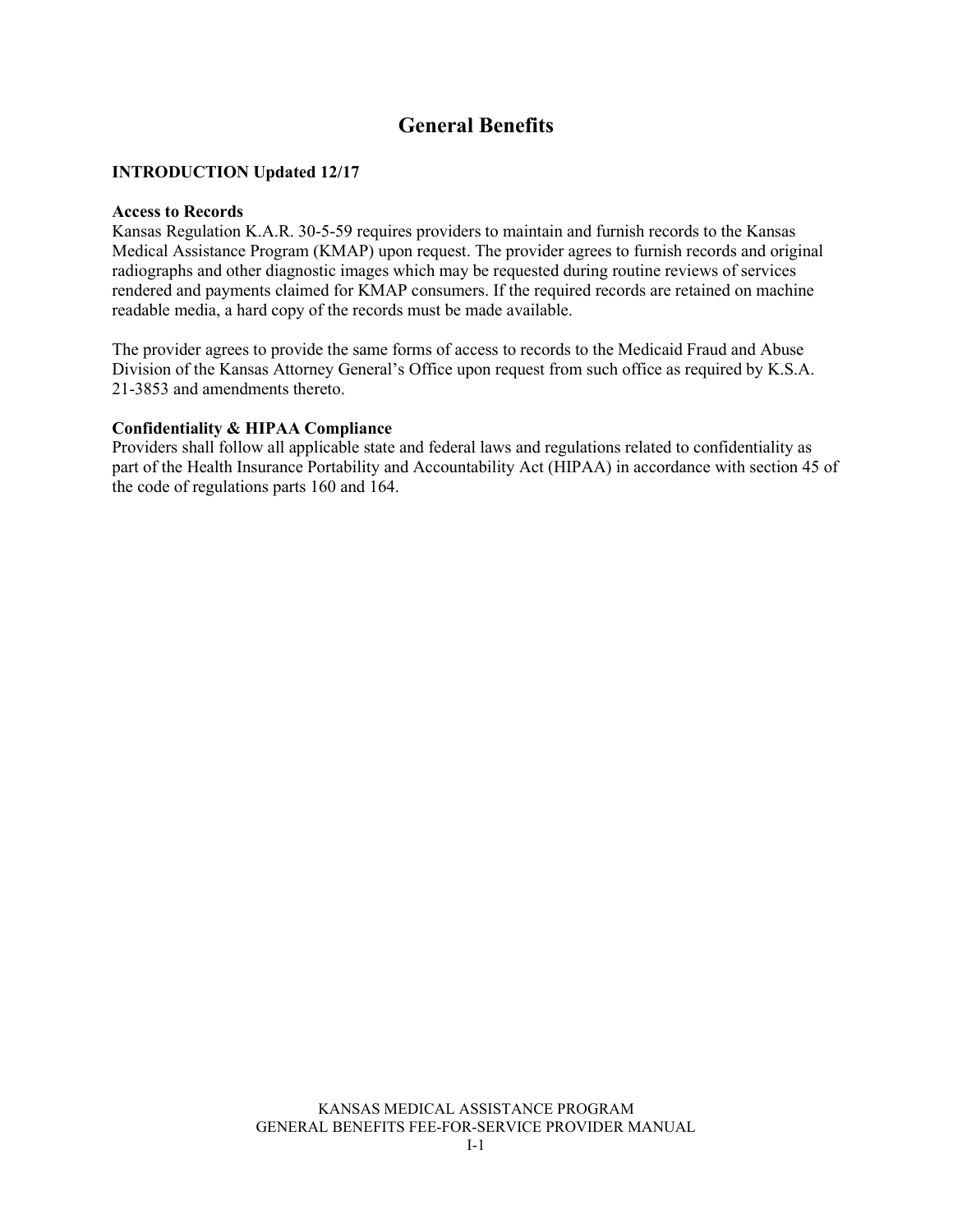# General Benefits

## INTRODUCTION Updated 12/17

### Access to Records

Kansas Regulation K.A.R. 30-5-59 requires providers to maintain and furnish records to the Kansas Medical Assistance Program (KMAP) upon request. The provider agrees to furnish records and original radiographs and other diagnostic images which may be requested during routine reviews of services rendered and payments claimed for KMAP consumers. If the required records are retained on machine readable media, a hard copy of the records must be made available.

The provider agrees to provide the same forms of access to records to the Medicaid Fraud and Abuse Division of the Kansas Attorney General's Office upon request from such office as required by K.S.A. 21-3853 and amendments thereto.

### Confidentiality & HIPAA Compliance

Providers shall follow all applicable state and federal laws and regulations related to confidentiality as part of the Health Insurance Portability and Accountability Act (HIPAA) in accordance with section 45 of the code of regulations parts 160 and 164.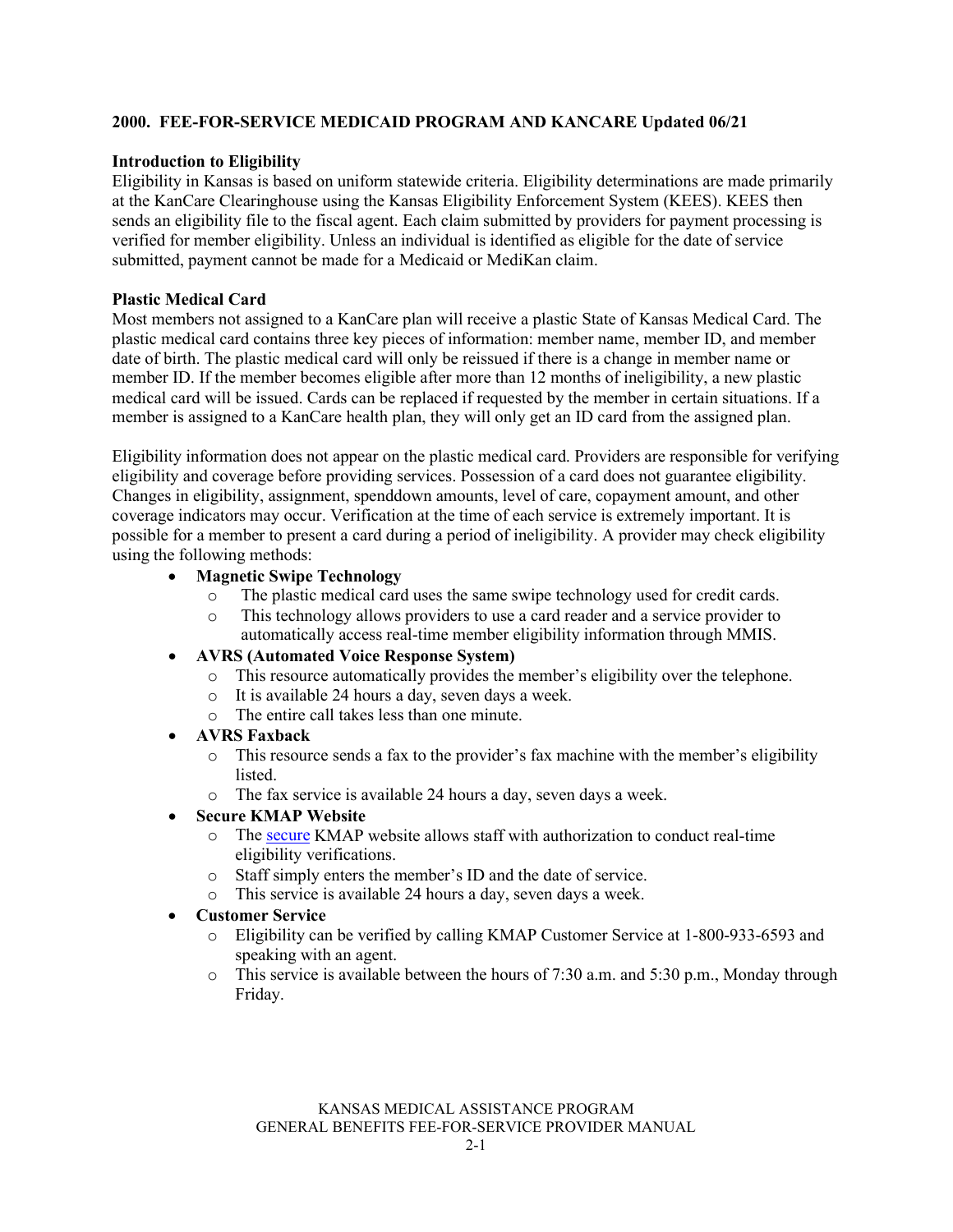## 2000. FEE-FOR-SERVICE MEDICAID PROGRAM AND KANCARE Updated 06/21

### Introduction to Eligibility

Eligibility in Kansas is based on uniform statewide criteria. Eligibility determinations are made primarily at the KanCare Clearinghouse using the Kansas Eligibility Enforcement System (KEES). KEES then sends an eligibility file to the fiscal agent. Each claim submitted by providers for payment processing is verified for member eligibility. Unless an individual is identified as eligible for the date of service submitted, payment cannot be made for a Medicaid or MediKan claim.

### Plastic Medical Card

Most members not assigned to a KanCare plan will receive a plastic State of Kansas Medical Card. The plastic medical card contains three key pieces of information: member name, member ID, and member date of birth. The plastic medical card will only be reissued if there is a change in member name or member ID. If the member becomes eligible after more than 12 months of ineligibility, a new plastic medical card will be issued. Cards can be replaced if requested by the member in certain situations. If a member is assigned to a KanCare health plan, they will only get an ID card from the assigned plan.

Eligibility information does not appear on the plastic medical card. Providers are responsible for verifying eligibility and coverage before providing services. Possession of a card does not guarantee eligibility. Changes in eligibility, assignment, spenddown amounts, level of care, copayment amount, and other coverage indicators may occur. Verification at the time of each service is extremely important. It is possible for a member to present a card during a period of ineligibility. A provider may check eligibility using the following methods:

- **Magnetic Swipe Technology**
  - The plastic medical card uses the same swipe technology used for credit cards.
  - This technology allows providers to use a card reader and a service provider to automatically access real-time member eligibility information through MMIS.
- **AVRS (Automated Voice Response System)**
  - This resource automatically provides the member's eligibility over the telephone.
  - It is available 24 hours a day, seven days a week.
  - The entire call takes less than one minute.
- **AVRS Faxback**
  - This resource sends a fax to the provider's fax machine with the member's eligibility listed.
  - The fax service is available 24 hours a day, seven days a week.
- **Secure KMAP Website**
  - The secure KMAP website allows staff with authorization to conduct real-time eligibility verifications.
  - Staff simply enters the member's ID and the date of service.
  - This service is available 24 hours a day, seven days a week.
- **Customer Service**
  - Eligibility can be verified by calling KMAP Customer Service at 1-800-933-6593 and speaking with an agent.
  - This service is available between the hours of 7:30 a.m. and 5:30 p.m., Monday through Friday.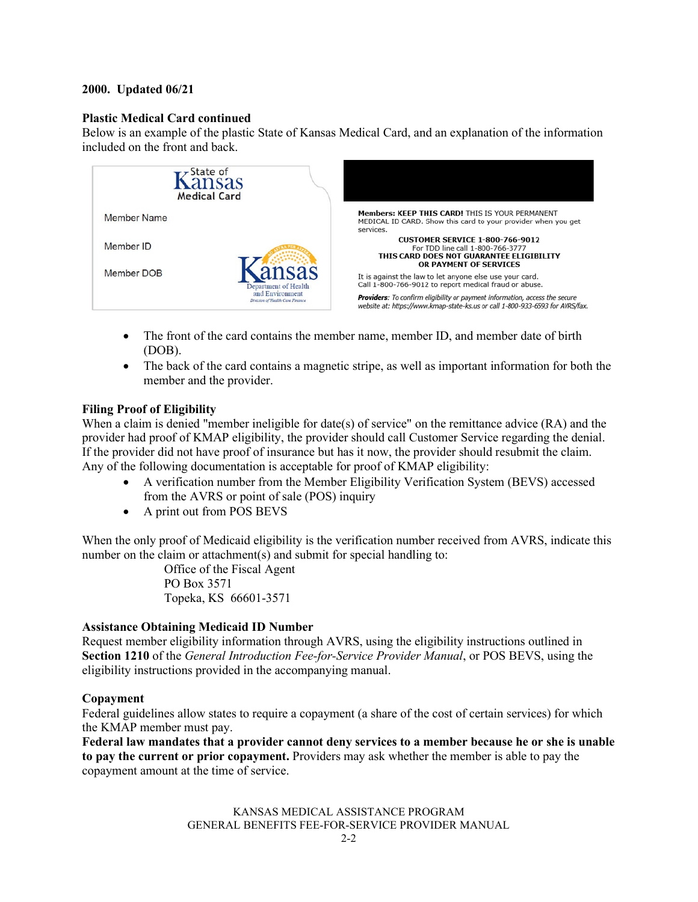**2000. Updated 06/21**

**Plastic Medical Card continued**

Below is an example of the plastic State of Kansas Medical Card, and an explanation of the information included on the front and back.

State of Kansas Medical Card

Member Name

Member ID

Member DOB

Kansas Department of Health and Environment
Division of Health Care Finance

**Members: KEEP THIS CARD!** THIS IS YOUR PERMANENT MEDICAL ID CARD. Show this card to your provider when you get services.

**CUSTOMER SERVICE 1-800-766-9012**
For TDD line call 1-800-766-3777
**THIS CARD DOES NOT GUARANTEE ELIGIBILITY OR PAYMENT OF SERVICES**

It is against the law to let anyone else use your card.
Call 1-800-766-9012 to report medical fraud or abuse.

***Providers**: To confirm eligibility or payment information, access the secure website at: https://www.kmap-state-ks.us or call 1-800-933-6593 for AVRS/fax.*

- The front of the card contains the member name, member ID, and member date of birth (DOB).
- The back of the card contains a magnetic stripe, as well as important information for both the member and the provider.

**Filing Proof of Eligibility**

When a claim is denied "member ineligible for date(s) of service" on the remittance advice (RA) and the provider had proof of KMAP eligibility, the provider should call Customer Service regarding the denial. If the provider did not have proof of insurance but has it now, the provider should resubmit the claim. Any of the following documentation is acceptable for proof of KMAP eligibility:

- A verification number from the Member Eligibility Verification System (BEVS) accessed from the AVRS or point of sale (POS) inquiry
- A print out from POS BEVS

When the only proof of Medicaid eligibility is the verification number received from AVRS, indicate this number on the claim or attachment(s) and submit for special handling to:

Office of the Fiscal Agent
PO Box 3571
Topeka, KS 66601-3571

**Assistance Obtaining Medicaid ID Number**

Request member eligibility information through AVRS, using the eligibility instructions outlined in **Section 1210** of the *General Introduction Fee-for-Service Provider Manual*, or POS BEVS, using the eligibility instructions provided in the accompanying manual.

**Copayment**

Federal guidelines allow states to require a copayment (a share of the cost of certain services) for which the KMAP member must pay.

**Federal law mandates that a provider cannot deny services to a member because he or she is unable to pay the current or prior copayment.** Providers may ask whether the member is able to pay the copayment amount at the time of service.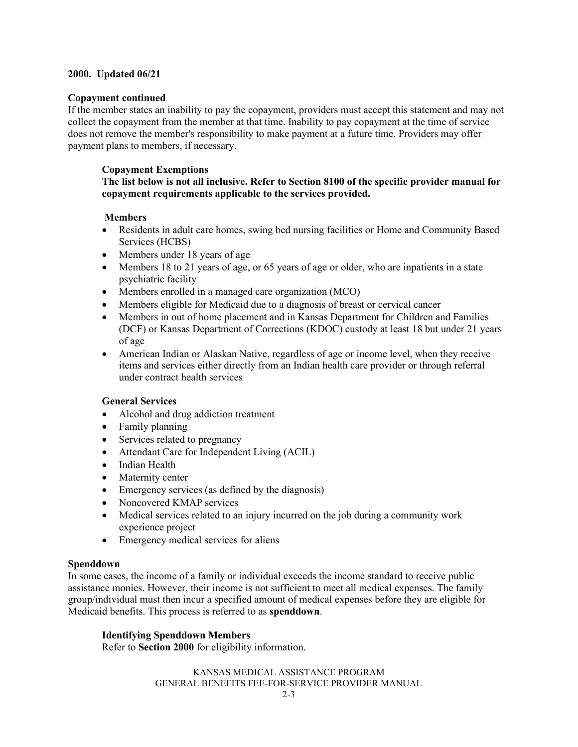**2000. Updated 06/21**

**Copayment continued**

If the member states an inability to pay the copayment, providers must accept this statement and may not collect the copayment from the member at that time. Inability to pay copayment at the time of service does not remove the member's responsibility to make payment at a future time. Providers may offer payment plans to members, if necessary.

**Copayment Exemptions**

**The list below is not all inclusive. Refer to Section 8100 of the specific provider manual for copayment requirements applicable to the services provided.**

**Members**

- Residents in adult care homes, swing bed nursing facilities or Home and Community Based Services (HCBS)
- Members under 18 years of age
- Members 18 to 21 years of age, or 65 years of age or older, who are inpatients in a state psychiatric facility
- Members enrolled in a managed care organization (MCO)
- Members eligible for Medicaid due to a diagnosis of breast or cervical cancer
- Members in out of home placement and in Kansas Department for Children and Families (DCF) or Kansas Department of Corrections (KDOC) custody at least 18 but under 21 years of age
- American Indian or Alaskan Native, regardless of age or income level, when they receive items and services either directly from an Indian health care provider or through referral under contract health services

**General Services**

- Alcohol and drug addiction treatment
- Family planning
- Services related to pregnancy
- Attendant Care for Independent Living (ACIL)
- Indian Health
- Maternity center
- Emergency services (as defined by the diagnosis)
- Noncovered KMAP services
- Medical services related to an injury incurred on the job during a community work experience project
- Emergency medical services for aliens

**Spenddown**

In some cases, the income of a family or individual exceeds the income standard to receive public assistance monies. However, their income is not sufficient to meet all medical expenses. The family group/individual must then incur a specified amount of medical expenses before they are eligible for Medicaid benefits. This process is referred to as **spenddown**.

**Identifying Spenddown Members**

Refer to **Section 2000** for eligibility information.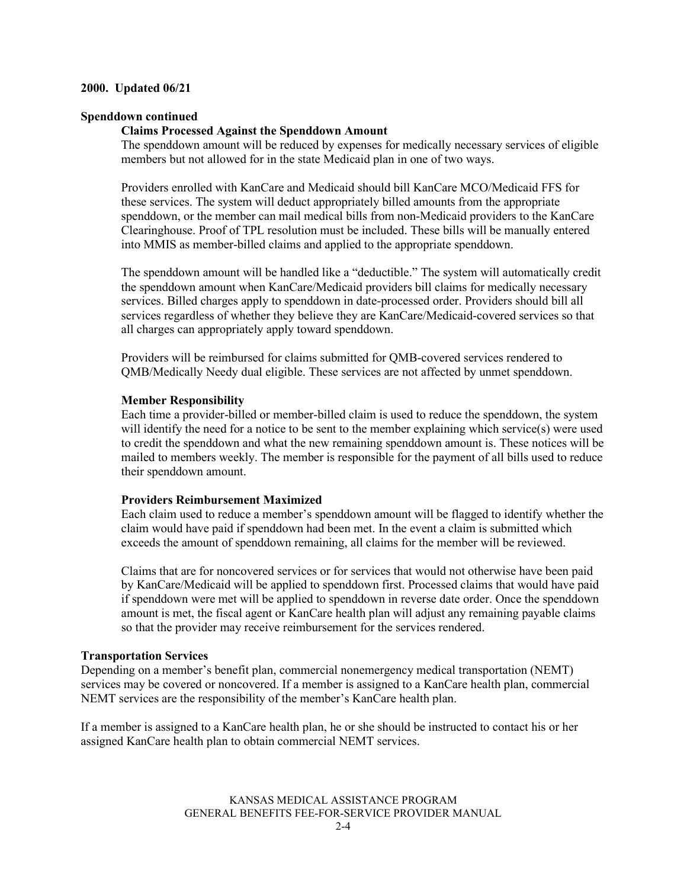**2000. Updated 06/21**

**Spenddown continued**

**Claims Processed Against the Spenddown Amount**

The spenddown amount will be reduced by expenses for medically necessary services of eligible members but not allowed for in the state Medicaid plan in one of two ways.

Providers enrolled with KanCare and Medicaid should bill KanCare MCO/Medicaid FFS for these services. The system will deduct appropriately billed amounts from the appropriate spenddown, or the member can mail medical bills from non-Medicaid providers to the KanCare Clearinghouse. Proof of TPL resolution must be included. These bills will be manually entered into MMIS as member-billed claims and applied to the appropriate spenddown.

The spenddown amount will be handled like a "deductible." The system will automatically credit the spenddown amount when KanCare/Medicaid providers bill claims for medically necessary services. Billed charges apply to spenddown in date-processed order. Providers should bill all services regardless of whether they believe they are KanCare/Medicaid-covered services so that all charges can appropriately apply toward spenddown.

Providers will be reimbursed for claims submitted for QMB-covered services rendered to QMB/Medically Needy dual eligible. These services are not affected by unmet spenddown.

**Member Responsibility**

Each time a provider-billed or member-billed claim is used to reduce the spenddown, the system will identify the need for a notice to be sent to the member explaining which service(s) were used to credit the spenddown and what the new remaining spenddown amount is. These notices will be mailed to members weekly. The member is responsible for the payment of all bills used to reduce their spenddown amount.

**Providers Reimbursement Maximized**

Each claim used to reduce a member's spenddown amount will be flagged to identify whether the claim would have paid if spenddown had been met. In the event a claim is submitted which exceeds the amount of spenddown remaining, all claims for the member will be reviewed.

Claims that are for noncovered services or for services that would not otherwise have been paid by KanCare/Medicaid will be applied to spenddown first. Processed claims that would have paid if spenddown were met will be applied to spenddown in reverse date order. Once the spenddown amount is met, the fiscal agent or KanCare health plan will adjust any remaining payable claims so that the provider may receive reimbursement for the services rendered.

**Transportation Services**

Depending on a member's benefit plan, commercial nonemergency medical transportation (NEMT) services may be covered or noncovered. If a member is assigned to a KanCare health plan, commercial NEMT services are the responsibility of the member's KanCare health plan.

If a member is assigned to a KanCare health plan, he or she should be instructed to contact his or her assigned KanCare health plan to obtain commercial NEMT services.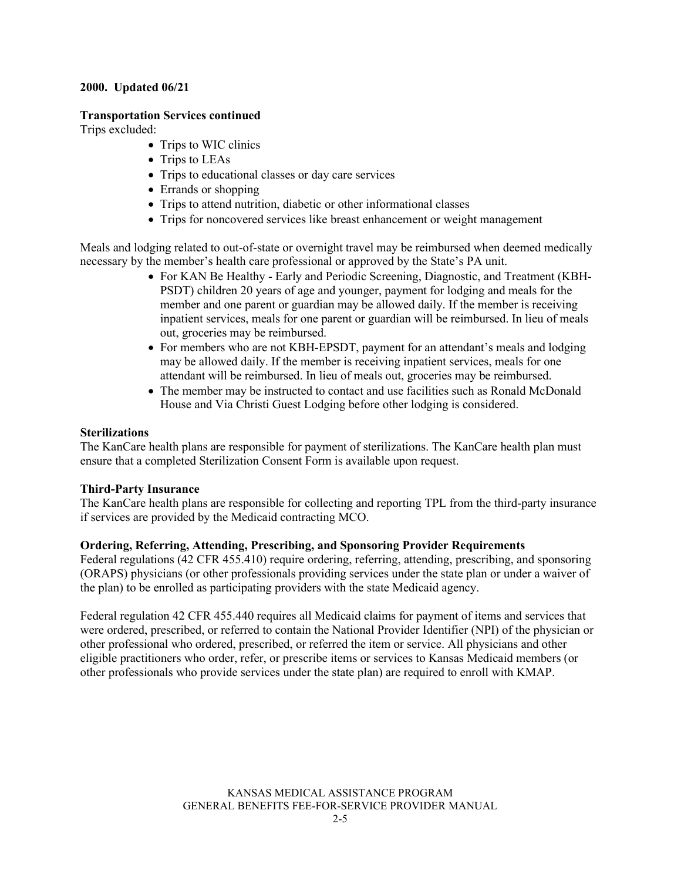**2000. Updated 06/21**

**Transportation Services continued**

Trips excluded:

- Trips to WIC clinics
- Trips to LEAs
- Trips to educational classes or day care services
- Errands or shopping
- Trips to attend nutrition, diabetic or other informational classes
- Trips for noncovered services like breast enhancement or weight management

Meals and lodging related to out-of-state or overnight travel may be reimbursed when deemed medically necessary by the member's health care professional or approved by the State's PA unit.

- For KAN Be Healthy - Early and Periodic Screening, Diagnostic, and Treatment (KBH-PSDT) children 20 years of age and younger, payment for lodging and meals for the member and one parent or guardian may be allowed daily. If the member is receiving inpatient services, meals for one parent or guardian will be reimbursed. In lieu of meals out, groceries may be reimbursed.
- For members who are not KBH-EPSDT, payment for an attendant's meals and lodging may be allowed daily. If the member is receiving inpatient services, meals for one attendant will be reimbursed. In lieu of meals out, groceries may be reimbursed.
- The member may be instructed to contact and use facilities such as Ronald McDonald House and Via Christi Guest Lodging before other lodging is considered.

**Sterilizations**

The KanCare health plans are responsible for payment of sterilizations. The KanCare health plan must ensure that a completed Sterilization Consent Form is available upon request.

**Third-Party Insurance**

The KanCare health plans are responsible for collecting and reporting TPL from the third-party insurance if services are provided by the Medicaid contracting MCO.

**Ordering, Referring, Attending, Prescribing, and Sponsoring Provider Requirements**

Federal regulations (42 CFR 455.410) require ordering, referring, attending, prescribing, and sponsoring (ORAPS) physicians (or other professionals providing services under the state plan or under a waiver of the plan) to be enrolled as participating providers with the state Medicaid agency.

Federal regulation 42 CFR 455.440 requires all Medicaid claims for payment of items and services that were ordered, prescribed, or referred to contain the National Provider Identifier (NPI) of the physician or other professional who ordered, prescribed, or referred the item or service. All physicians and other eligible practitioners who order, refer, or prescribe items or services to Kansas Medicaid members (or other professionals who provide services under the state plan) are required to enroll with KMAP.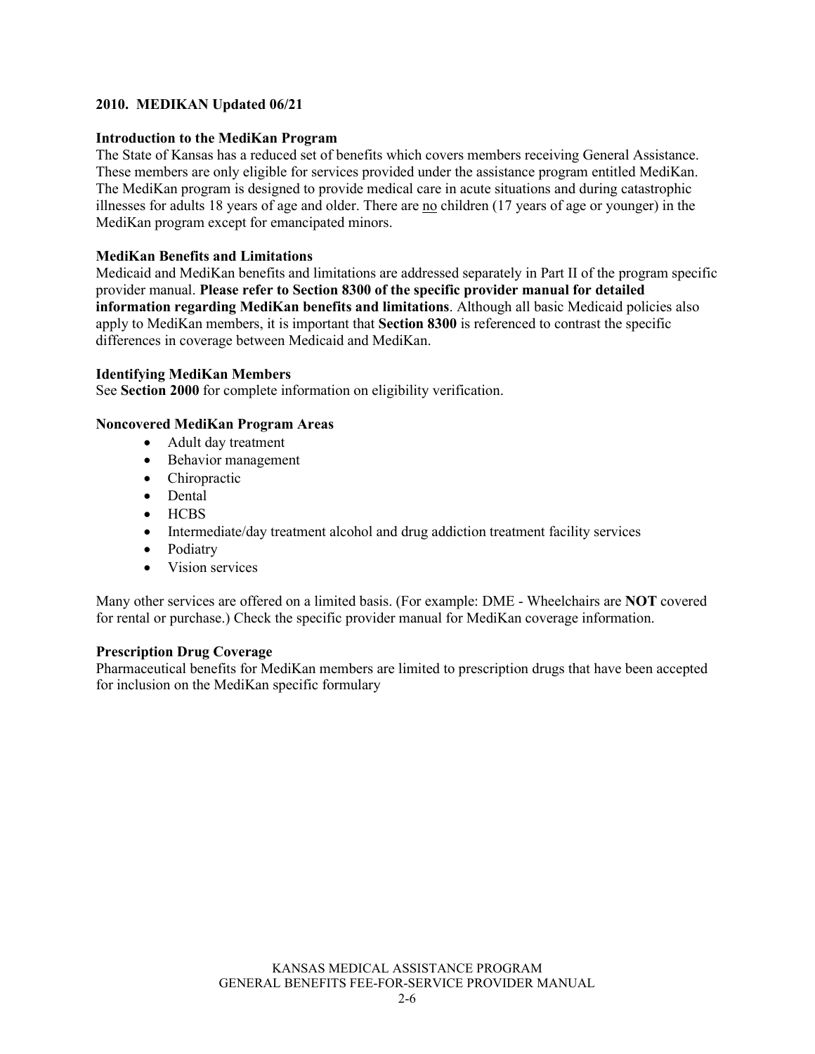## 2010. MEDIKAN Updated 06/21

### Introduction to the MediKan Program

The State of Kansas has a reduced set of benefits which covers members receiving General Assistance. These members are only eligible for services provided under the assistance program entitled MediKan. The MediKan program is designed to provide medical care in acute situations and during catastrophic illnesses for adults 18 years of age and older. There are no children (17 years of age or younger) in the MediKan program except for emancipated minors.

### MediKan Benefits and Limitations

Medicaid and MediKan benefits and limitations are addressed separately in Part II of the program specific provider manual. **Please refer to Section 8300 of the specific provider manual for detailed information regarding MediKan benefits and limitations**. Although all basic Medicaid policies also apply to MediKan members, it is important that **Section 8300** is referenced to contrast the specific differences in coverage between Medicaid and MediKan.

### Identifying MediKan Members

See **Section 2000** for complete information on eligibility verification.

### Noncovered MediKan Program Areas

- Adult day treatment
- Behavior management
- Chiropractic
- Dental
- HCBS
- Intermediate/day treatment alcohol and drug addiction treatment facility services
- Podiatry
- Vision services

Many other services are offered on a limited basis. (For example: DME - Wheelchairs are **NOT** covered for rental or purchase.) Check the specific provider manual for MediKan coverage information.

### Prescription Drug Coverage

Pharmaceutical benefits for MediKan members are limited to prescription drugs that have been accepted for inclusion on the MediKan specific formulary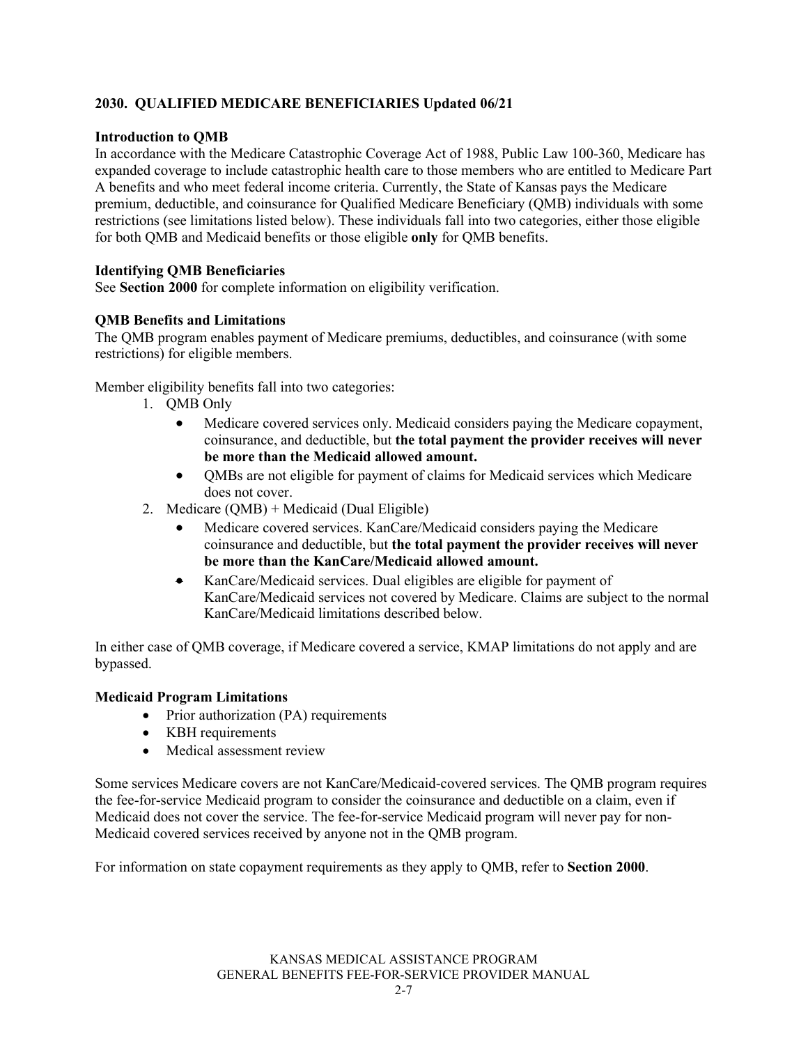## 2030. QUALIFIED MEDICARE BENEFICIARIES Updated 06/21

**Introduction to QMB**

In accordance with the Medicare Catastrophic Coverage Act of 1988, Public Law 100-360, Medicare has expanded coverage to include catastrophic health care to those members who are entitled to Medicare Part A benefits and who meet federal income criteria. Currently, the State of Kansas pays the Medicare premium, deductible, and coinsurance for Qualified Medicare Beneficiary (QMB) individuals with some restrictions (see limitations listed below). These individuals fall into two categories, either those eligible for both QMB and Medicaid benefits or those eligible **only** for QMB benefits.

**Identifying QMB Beneficiaries**

See **Section 2000** for complete information on eligibility verification.

**QMB Benefits and Limitations**

The QMB program enables payment of Medicare premiums, deductibles, and coinsurance (with some restrictions) for eligible members.

Member eligibility benefits fall into two categories:

1. QMB Only
   - Medicare covered services only. Medicaid considers paying the Medicare copayment, coinsurance, and deductible, but **the total payment the provider receives will never be more than the Medicaid allowed amount.**
   - QMBs are not eligible for payment of claims for Medicaid services which Medicare does not cover.
2. Medicare (QMB) + Medicaid (Dual Eligible)
   - Medicare covered services. KanCare/Medicaid considers paying the Medicare coinsurance and deductible, but **the total payment the provider receives will never be more than the KanCare/Medicaid allowed amount.**
   - KanCare/Medicaid services. Dual eligibles are eligible for payment of KanCare/Medicaid services not covered by Medicare. Claims are subject to the normal KanCare/Medicaid limitations described below.

In either case of QMB coverage, if Medicare covered a service, KMAP limitations do not apply and are bypassed.

**Medicaid Program Limitations**

- Prior authorization (PA) requirements
- KBH requirements
- Medical assessment review

Some services Medicare covers are not KanCare/Medicaid-covered services. The QMB program requires the fee-for-service Medicaid program to consider the coinsurance and deductible on a claim, even if Medicaid does not cover the service. The fee-for-service Medicaid program will never pay for non-Medicaid covered services received by anyone not in the QMB program.

For information on state copayment requirements as they apply to QMB, refer to **Section 2000**.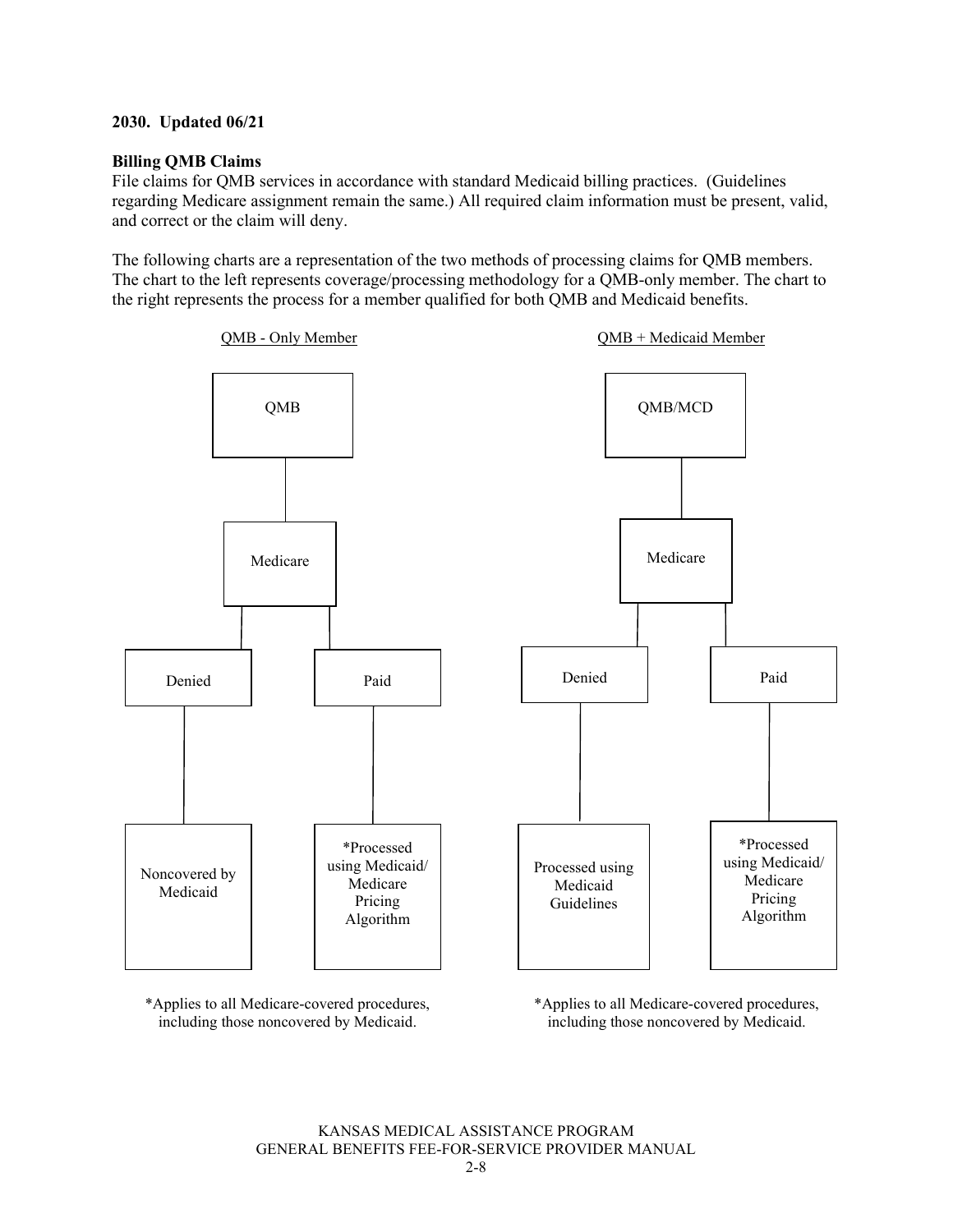**2030. Updated 06/21**

**Billing QMB Claims**

File claims for QMB services in accordance with standard Medicaid billing practices. (Guidelines regarding Medicare assignment remain the same.) All required claim information must be present, valid, and correct or the claim will deny.

The following charts are a representation of the two methods of processing claims for QMB members. The chart to the left represents coverage/processing methodology for a QMB-only member. The chart to the right represents the process for a member qualified for both QMB and Medicaid benefits.

QMB - Only Member

- QMB
  - Medicare
    - Denied
      - Noncovered by Medicaid
    - Paid
      - *Processed using Medicaid/ Medicare Pricing Algorithm

*Applies to all Medicare-covered procedures, including those noncovered by Medicaid.

QMB + Medicaid Member

- QMB/MCD
  - Medicare
    - Denied
      - Processed using Medicaid Guidelines
    - Paid
      - *Processed using Medicaid/ Medicare Pricing Algorithm

*Applies to all Medicare-covered procedures, including those noncovered by Medicaid.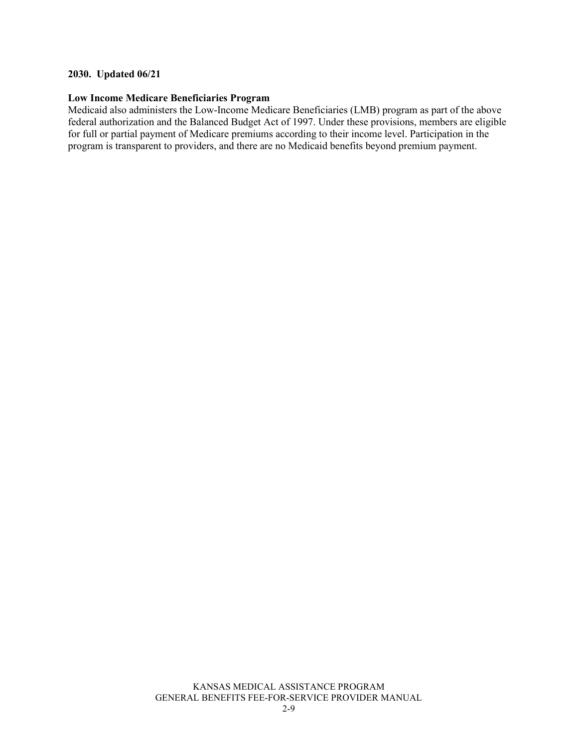**2030. Updated 06/21**

**Low Income Medicare Beneficiaries Program**

Medicaid also administers the Low-Income Medicare Beneficiaries (LMB) program as part of the above federal authorization and the Balanced Budget Act of 1997. Under these provisions, members are eligible for full or partial payment of Medicare premiums according to their income level. Participation in the program is transparent to providers, and there are no Medicaid benefits beyond premium payment.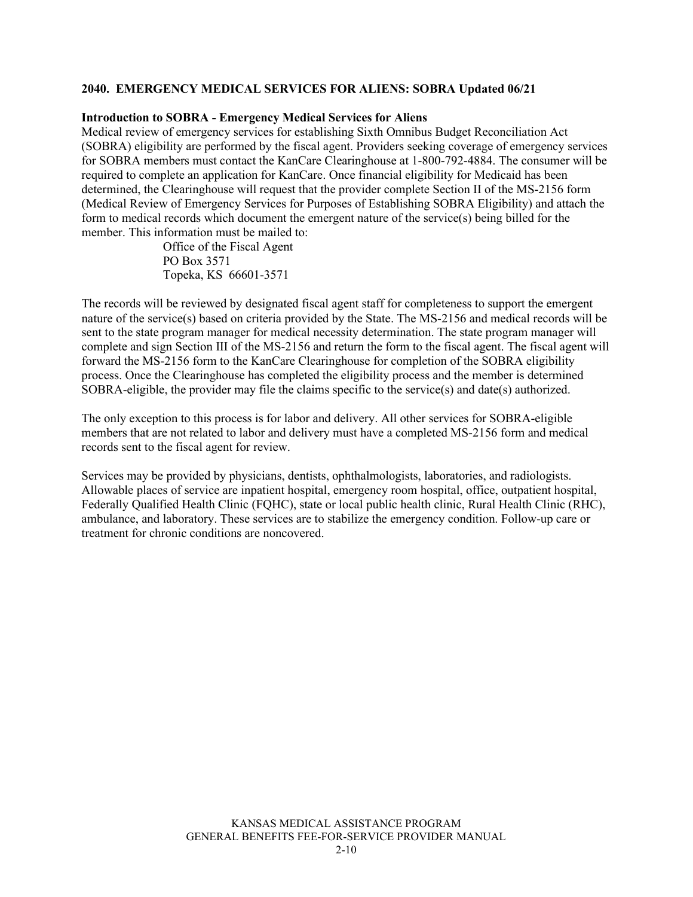## 2040. EMERGENCY MEDICAL SERVICES FOR ALIENS: SOBRA Updated 06/21

### Introduction to SOBRA - Emergency Medical Services for Aliens

Medical review of emergency services for establishing Sixth Omnibus Budget Reconciliation Act (SOBRA) eligibility are performed by the fiscal agent. Providers seeking coverage of emergency services for SOBRA members must contact the KanCare Clearinghouse at 1-800-792-4884. The consumer will be required to complete an application for KanCare. Once financial eligibility for Medicaid has been determined, the Clearinghouse will request that the provider complete Section II of the MS-2156 form (Medical Review of Emergency Services for Purposes of Establishing SOBRA Eligibility) and attach the form to medical records which document the emergent nature of the service(s) being billed for the member. This information must be mailed to:

Office of the Fiscal Agent
PO Box 3571
Topeka, KS 66601-3571

The records will be reviewed by designated fiscal agent staff for completeness to support the emergent nature of the service(s) based on criteria provided by the State. The MS-2156 and medical records will be sent to the state program manager for medical necessity determination. The state program manager will complete and sign Section III of the MS-2156 and return the form to the fiscal agent. The fiscal agent will forward the MS-2156 form to the KanCare Clearinghouse for completion of the SOBRA eligibility process. Once the Clearinghouse has completed the eligibility process and the member is determined SOBRA-eligible, the provider may file the claims specific to the service(s) and date(s) authorized.

The only exception to this process is for labor and delivery. All other services for SOBRA-eligible members that are not related to labor and delivery must have a completed MS-2156 form and medical records sent to the fiscal agent for review.

Services may be provided by physicians, dentists, ophthalmologists, laboratories, and radiologists. Allowable places of service are inpatient hospital, emergency room hospital, office, outpatient hospital, Federally Qualified Health Clinic (FQHC), state or local public health clinic, Rural Health Clinic (RHC), ambulance, and laboratory. These services are to stabilize the emergency condition. Follow-up care or treatment for chronic conditions are noncovered.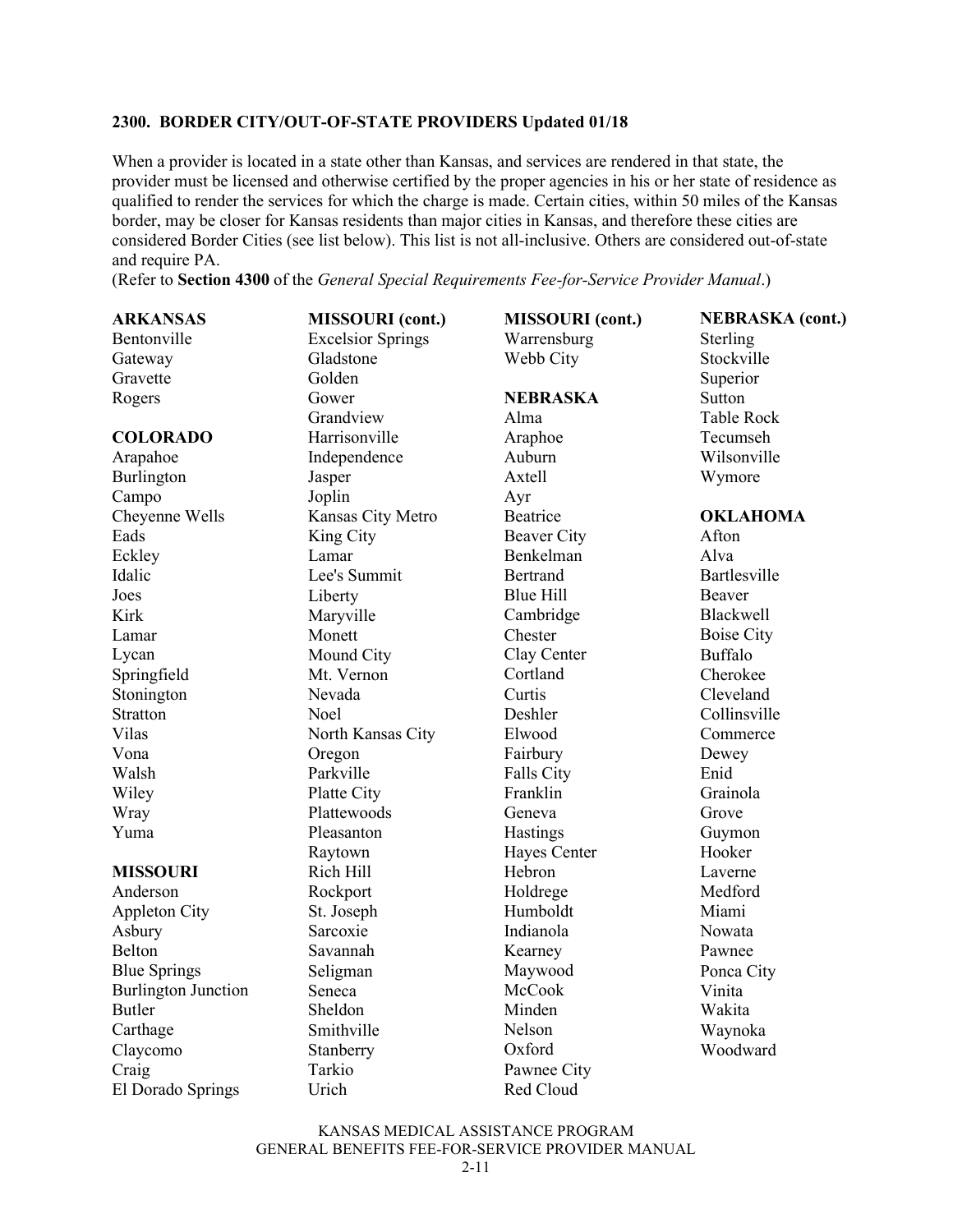## 2300. BORDER CITY/OUT-OF-STATE PROVIDERS Updated 01/18

When a provider is located in a state other than Kansas, and services are rendered in that state, the provider must be licensed and otherwise certified by the proper agencies in his or her state of residence as qualified to render the services for which the charge is made. Certain cities, within 50 miles of the Kansas border, may be closer for Kansas residents than major cities in Kansas, and therefore these cities are considered Border Cities (see list below). This list is not all-inclusive. Others are considered out-of-state and require PA.

(Refer to **Section 4300** of the *General Special Requirements Fee-for-Service Provider Manual*.)

**ARKANSAS**
Bentonville
Gateway
Gravette
Rogers

**COLORADO**
Arapahoe
Burlington
Campo
Cheyenne Wells
Eads
Eckley
Idalic
Joes
Kirk
Lamar
Lycan
Springfield
Stonington
Stratton
Vilas
Vona
Walsh
Wiley
Wray
Yuma

**MISSOURI**
Anderson
Appleton City
Asbury
Belton
Blue Springs
Burlington Junction
Butler
Carthage
Claycomo
Craig
El Dorado Springs

**MISSOURI (cont.)**
Excelsior Springs
Gladstone
Golden
Gower
Grandview
Harrisonville
Independence
Jasper
Joplin
Kansas City Metro
King City
Lamar
Lee's Summit
Liberty
Maryville
Monett
Mound City
Mt. Vernon
Nevada
Noel
North Kansas City
Oregon
Parkville
Platte City
Plattewoods
Pleasanton
Raytown
Rich Hill
Rockport
St. Joseph
Sarcoxie
Savannah
Seligman
Seneca
Sheldon
Smithville
Stanberry
Tarkio
Urich

**MISSOURI (cont.)**
Warrensburg
Webb City

**NEBRASKA**
Alma
Araphoe
Auburn
Axtell
Ayr
Beatrice
Beaver City
Benkelman
Bertrand
Blue Hill
Cambridge
Chester
Clay Center
Cortland
Curtis
Deshler
Elwood
Fairbury
Falls City
Franklin
Geneva
Hastings
Hayes Center
Hebron
Holdrege
Humboldt
Indianola
Kearney
Maywood
McCook
Minden
Nelson
Oxford
Pawnee City
Red Cloud

**NEBRASKA (cont.)**
Sterling
Stockville
Superior
Sutton
Table Rock
Tecumseh
Wilsonville
Wymore

**OKLAHOMA**
Afton
Alva
Bartlesville
Beaver
Blackwell
Boise City
Buffalo
Cherokee
Cleveland
Collinsville
Commerce
Dewey
Enid
Grainola
Grove
Guymon
Hooker
Laverne
Medford
Miami
Nowata
Pawnee
Ponca City
Vinita
Wakita
Waynoka
Woodward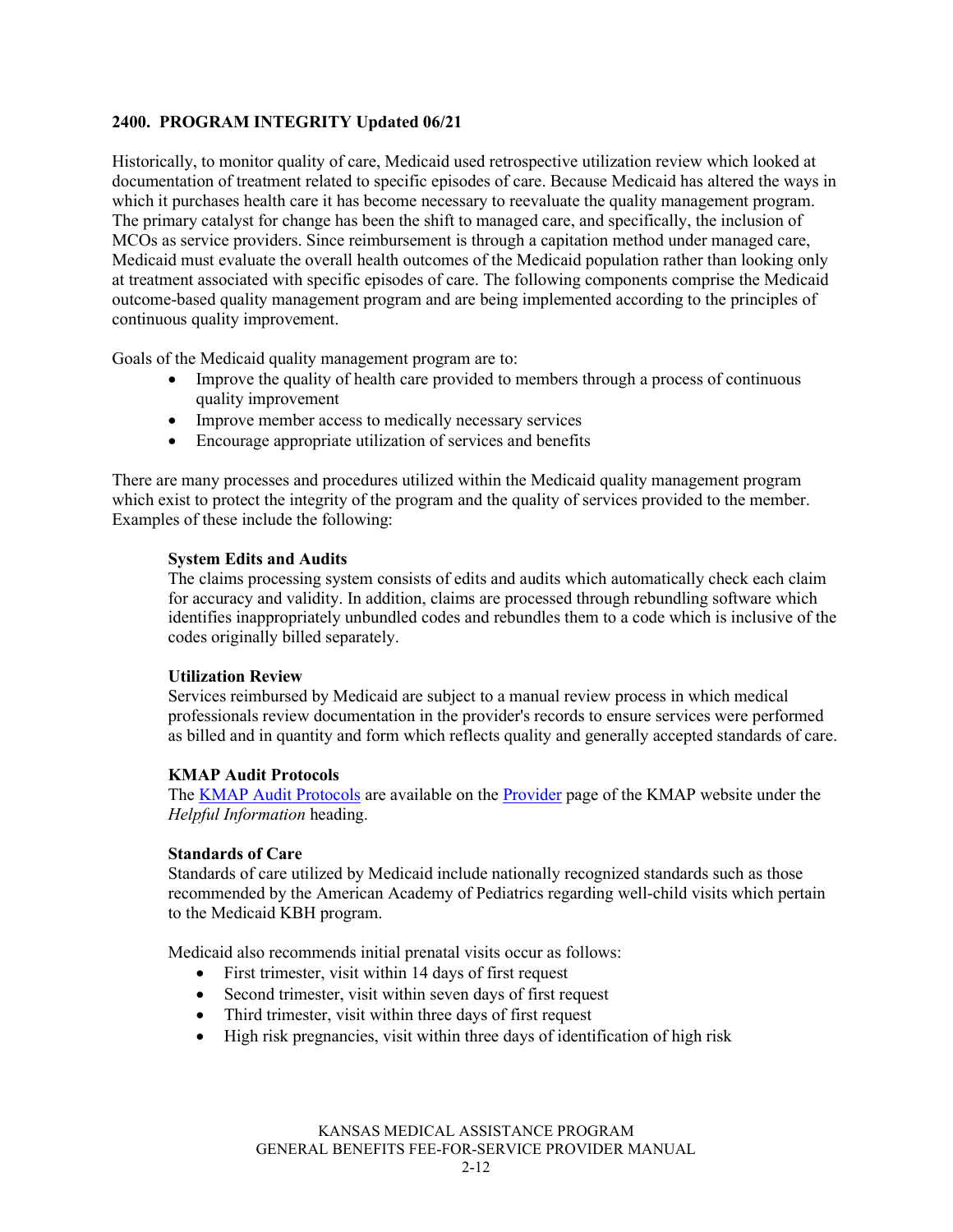## 2400. PROGRAM INTEGRITY Updated 06/21

Historically, to monitor quality of care, Medicaid used retrospective utilization review which looked at documentation of treatment related to specific episodes of care. Because Medicaid has altered the ways in which it purchases health care it has become necessary to reevaluate the quality management program. The primary catalyst for change has been the shift to managed care, and specifically, the inclusion of MCOs as service providers. Since reimbursement is through a capitation method under managed care, Medicaid must evaluate the overall health outcomes of the Medicaid population rather than looking only at treatment associated with specific episodes of care. The following components comprise the Medicaid outcome-based quality management program and are being implemented according to the principles of continuous quality improvement.

Goals of the Medicaid quality management program are to:

- Improve the quality of health care provided to members through a process of continuous quality improvement
- Improve member access to medically necessary services
- Encourage appropriate utilization of services and benefits

There are many processes and procedures utilized within the Medicaid quality management program which exist to protect the integrity of the program and the quality of services provided to the member. Examples of these include the following:

**System Edits and Audits**
The claims processing system consists of edits and audits which automatically check each claim for accuracy and validity. In addition, claims are processed through rebundling software which identifies inappropriately unbundled codes and rebundles them to a code which is inclusive of the codes originally billed separately.

**Utilization Review**
Services reimbursed by Medicaid are subject to a manual review process in which medical professionals review documentation in the provider's records to ensure services were performed as billed and in quantity and form which reflects quality and generally accepted standards of care.

**KMAP Audit Protocols**
The KMAP Audit Protocols are available on the Provider page of the KMAP website under the *Helpful Information* heading.

**Standards of Care**
Standards of care utilized by Medicaid include nationally recognized standards such as those recommended by the American Academy of Pediatrics regarding well-child visits which pertain to the Medicaid KBH program.

Medicaid also recommends initial prenatal visits occur as follows:

- First trimester, visit within 14 days of first request
- Second trimester, visit within seven days of first request
- Third trimester, visit within three days of first request
- High risk pregnancies, visit within three days of identification of high risk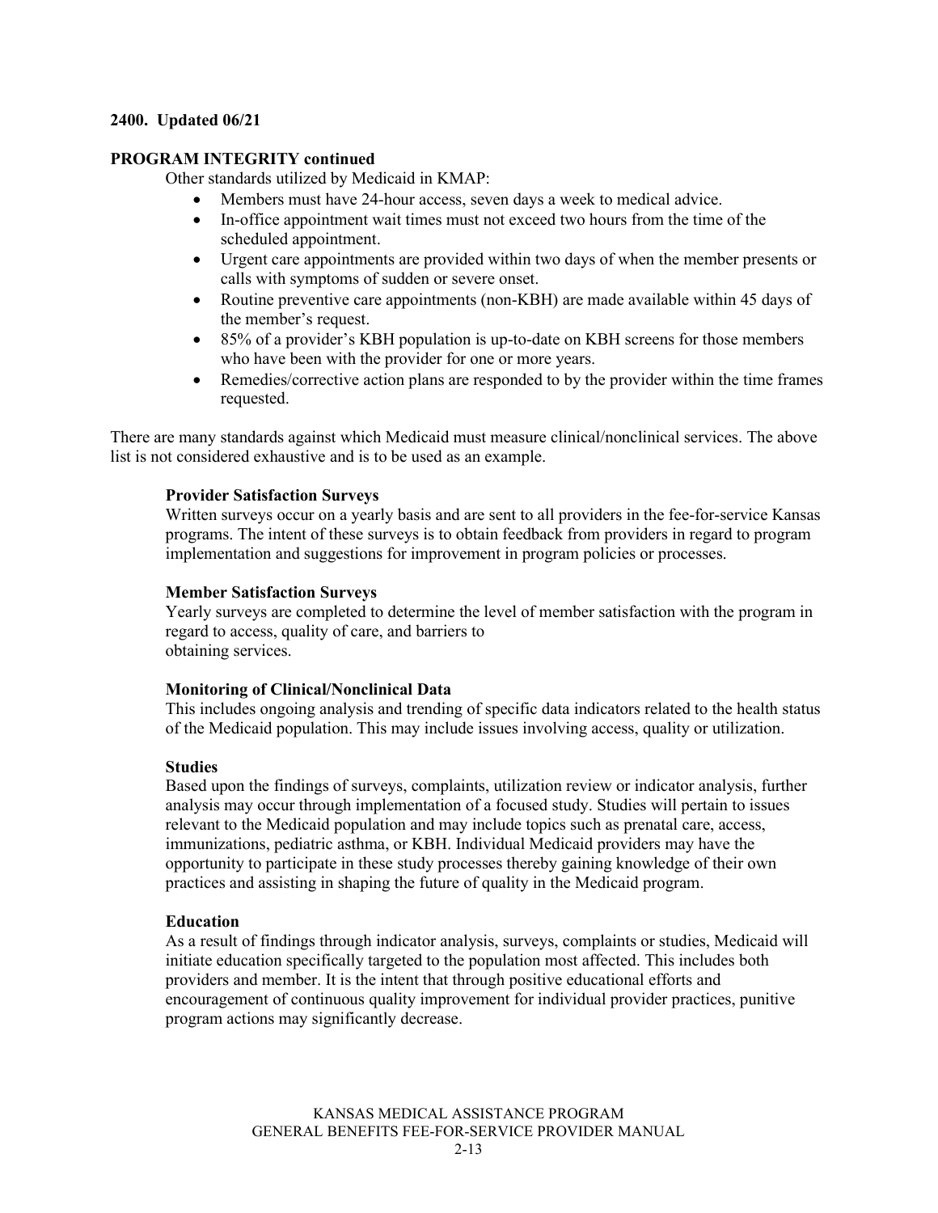**2400. Updated 06/21**

**PROGRAM INTEGRITY continued**

Other standards utilized by Medicaid in KMAP:

- Members must have 24-hour access, seven days a week to medical advice.
- In-office appointment wait times must not exceed two hours from the time of the scheduled appointment.
- Urgent care appointments are provided within two days of when the member presents or calls with symptoms of sudden or severe onset.
- Routine preventive care appointments (non-KBH) are made available within 45 days of the member's request.
- 85% of a provider's KBH population is up-to-date on KBH screens for those members who have been with the provider for one or more years.
- Remedies/corrective action plans are responded to by the provider within the time frames requested.

There are many standards against which Medicaid must measure clinical/nonclinical services. The above list is not considered exhaustive and is to be used as an example.

**Provider Satisfaction Surveys**

Written surveys occur on a yearly basis and are sent to all providers in the fee-for-service Kansas programs. The intent of these surveys is to obtain feedback from providers in regard to program implementation and suggestions for improvement in program policies or processes.

**Member Satisfaction Surveys**

Yearly surveys are completed to determine the level of member satisfaction with the program in regard to access, quality of care, and barriers to obtaining services.

**Monitoring of Clinical/Nonclinical Data**

This includes ongoing analysis and trending of specific data indicators related to the health status of the Medicaid population. This may include issues involving access, quality or utilization.

**Studies**

Based upon the findings of surveys, complaints, utilization review or indicator analysis, further analysis may occur through implementation of a focused study. Studies will pertain to issues relevant to the Medicaid population and may include topics such as prenatal care, access, immunizations, pediatric asthma, or KBH. Individual Medicaid providers may have the opportunity to participate in these study processes thereby gaining knowledge of their own practices and assisting in shaping the future of quality in the Medicaid program.

**Education**

As a result of findings through indicator analysis, surveys, complaints or studies, Medicaid will initiate education specifically targeted to the population most affected. This includes both providers and member. It is the intent that through positive educational efforts and encouragement of continuous quality improvement for individual provider practices, punitive program actions may significantly decrease.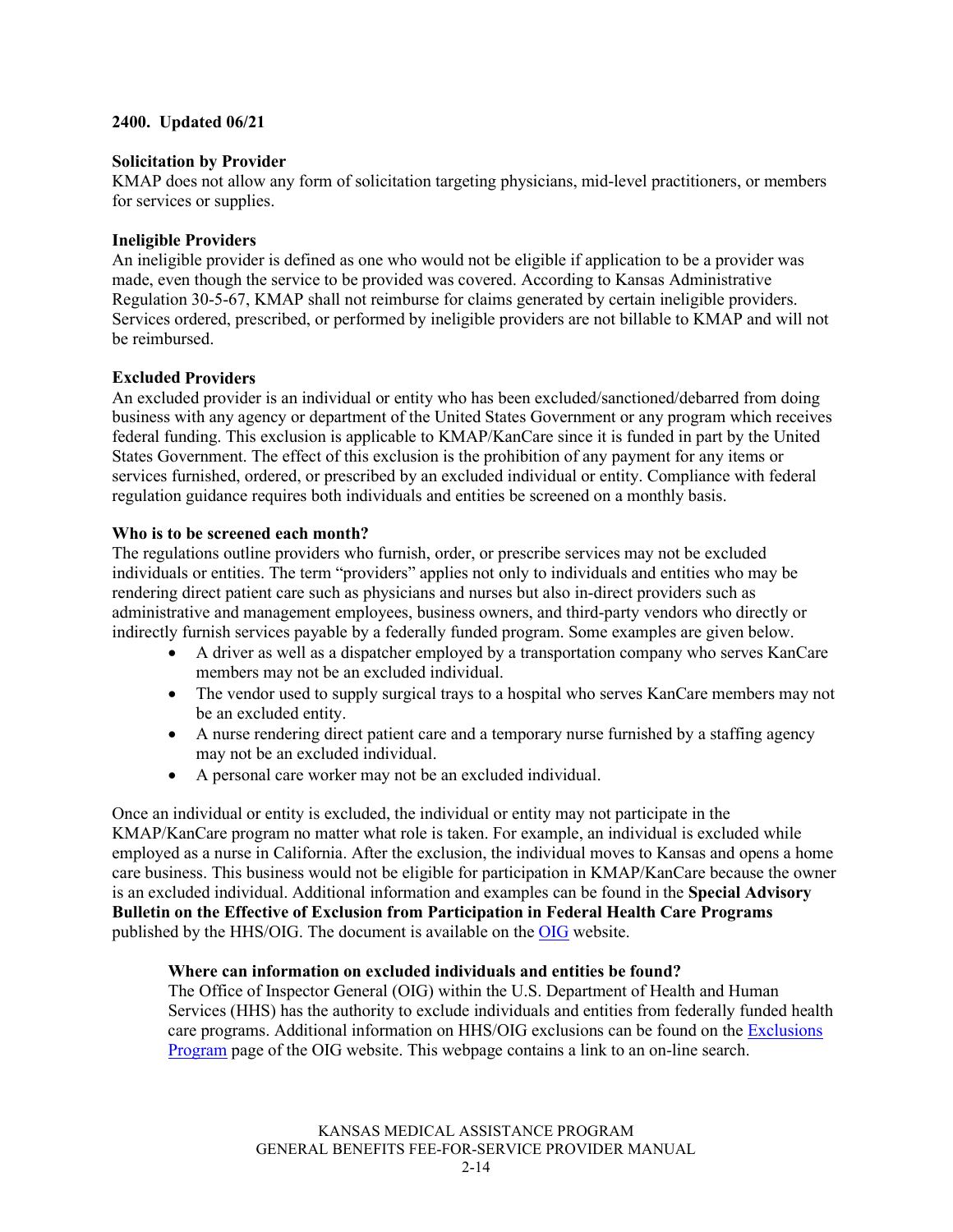**2400. Updated 06/21**

**Solicitation by Provider**
KMAP does not allow any form of solicitation targeting physicians, mid-level practitioners, or members for services or supplies.

**Ineligible Providers**
An ineligible provider is defined as one who would not be eligible if application to be a provider was made, even though the service to be provided was covered. According to Kansas Administrative Regulation 30-5-67, KMAP shall not reimburse for claims generated by certain ineligible providers. Services ordered, prescribed, or performed by ineligible providers are not billable to KMAP and will not be reimbursed.

**Excluded Providers**
An excluded provider is an individual or entity who has been excluded/sanctioned/debarred from doing business with any agency or department of the United States Government or any program which receives federal funding. This exclusion is applicable to KMAP/KanCare since it is funded in part by the United States Government. The effect of this exclusion is the prohibition of any payment for any items or services furnished, ordered, or prescribed by an excluded individual or entity. Compliance with federal regulation guidance requires both individuals and entities be screened on a monthly basis.

**Who is to be screened each month?**
The regulations outline providers who furnish, order, or prescribe services may not be excluded individuals or entities. The term "providers" applies not only to individuals and entities who may be rendering direct patient care such as physicians and nurses but also in-direct providers such as administrative and management employees, business owners, and third-party vendors who directly or indirectly furnish services payable by a federally funded program. Some examples are given below.

- A driver as well as a dispatcher employed by a transportation company who serves KanCare members may not be an excluded individual.
- The vendor used to supply surgical trays to a hospital who serves KanCare members may not be an excluded entity.
- A nurse rendering direct patient care and a temporary nurse furnished by a staffing agency may not be an excluded individual.
- A personal care worker may not be an excluded individual.

Once an individual or entity is excluded, the individual or entity may not participate in the KMAP/KanCare program no matter what role is taken. For example, an individual is excluded while employed as a nurse in California. After the exclusion, the individual moves to Kansas and opens a home care business. This business would not be eligible for participation in KMAP/KanCare because the owner is an excluded individual. Additional information and examples can be found in the **Special Advisory Bulletin on the Effective of Exclusion from Participation in Federal Health Care Programs** published by the HHS/OIG. The document is available on the OIG website.

**Where can information on excluded individuals and entities be found?**
The Office of Inspector General (OIG) within the U.S. Department of Health and Human Services (HHS) has the authority to exclude individuals and entities from federally funded health care programs. Additional information on HHS/OIG exclusions can be found on the Exclusions Program page of the OIG website. This webpage contains a link to an on-line search.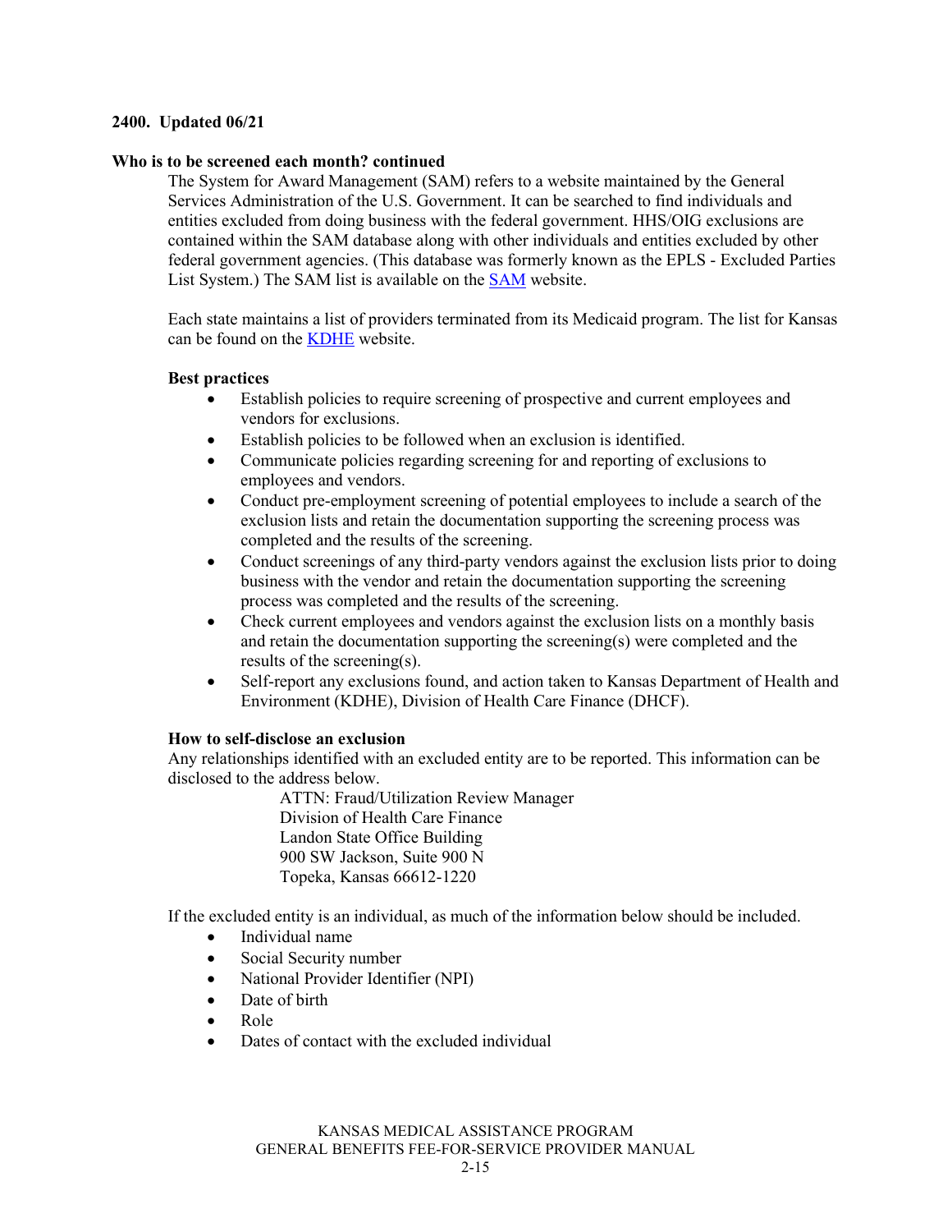**2400. Updated 06/21**

**Who is to be screened each month? continued**

The System for Award Management (SAM) refers to a website maintained by the General Services Administration of the U.S. Government. It can be searched to find individuals and entities excluded from doing business with the federal government. HHS/OIG exclusions are contained within the SAM database along with other individuals and entities excluded by other federal government agencies. (This database was formerly known as the EPLS - Excluded Parties List System.) The SAM list is available on the SAM website.

Each state maintains a list of providers terminated from its Medicaid program. The list for Kansas can be found on the KDHE website.

**Best practices**

- Establish policies to require screening of prospective and current employees and vendors for exclusions.
- Establish policies to be followed when an exclusion is identified.
- Communicate policies regarding screening for and reporting of exclusions to employees and vendors.
- Conduct pre-employment screening of potential employees to include a search of the exclusion lists and retain the documentation supporting the screening process was completed and the results of the screening.
- Conduct screenings of any third-party vendors against the exclusion lists prior to doing business with the vendor and retain the documentation supporting the screening process was completed and the results of the screening.
- Check current employees and vendors against the exclusion lists on a monthly basis and retain the documentation supporting the screening(s) were completed and the results of the screening(s).
- Self-report any exclusions found, and action taken to Kansas Department of Health and Environment (KDHE), Division of Health Care Finance (DHCF).

**How to self-disclose an exclusion**

Any relationships identified with an excluded entity are to be reported. This information can be disclosed to the address below.

ATTN: Fraud/Utilization Review Manager
Division of Health Care Finance
Landon State Office Building
900 SW Jackson, Suite 900 N
Topeka, Kansas 66612-1220

If the excluded entity is an individual, as much of the information below should be included.

- Individual name
- Social Security number
- National Provider Identifier (NPI)
- Date of birth
- Role
- Dates of contact with the excluded individual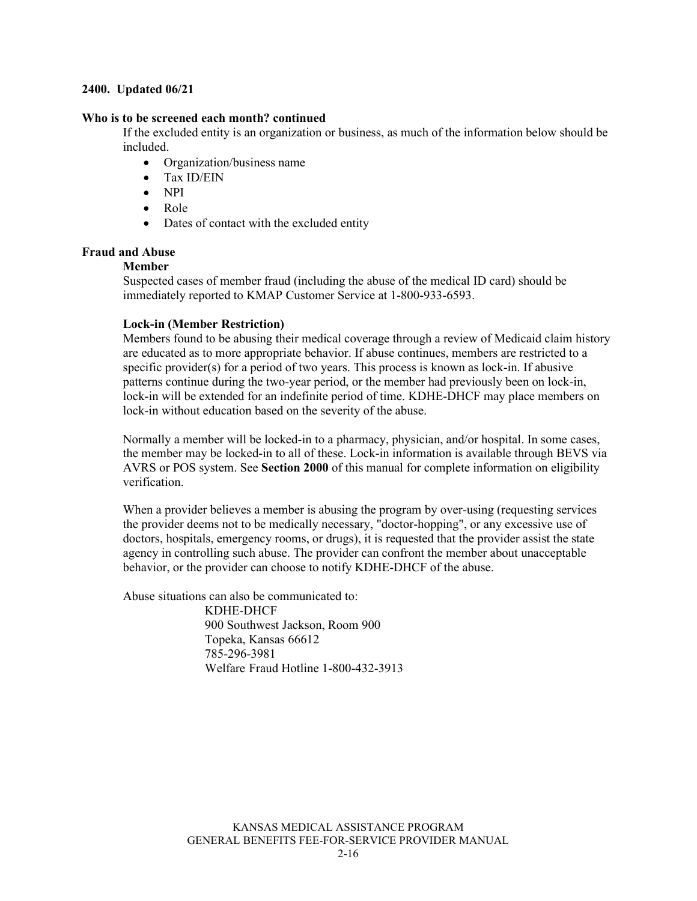**2400. Updated 06/21**

**Who is to be screened each month? continued**

If the excluded entity is an organization or business, as much of the information below should be included.

- Organization/business name
- Tax ID/EIN
- NPI
- Role
- Dates of contact with the excluded entity

**Fraud and Abuse**

**Member**

Suspected cases of member fraud (including the abuse of the medical ID card) should be immediately reported to KMAP Customer Service at 1-800-933-6593.

**Lock-in (Member Restriction)**

Members found to be abusing their medical coverage through a review of Medicaid claim history are educated as to more appropriate behavior. If abuse continues, members are restricted to a specific provider(s) for a period of two years. This process is known as lock-in. If abusive patterns continue during the two-year period, or the member had previously been on lock-in, lock-in will be extended for an indefinite period of time. KDHE-DHCF may place members on lock-in without education based on the severity of the abuse.

Normally a member will be locked-in to a pharmacy, physician, and/or hospital. In some cases, the member may be locked-in to all of these. Lock-in information is available through BEVS via AVRS or POS system. See **Section 2000** of this manual for complete information on eligibility verification.

When a provider believes a member is abusing the program by over-using (requesting services the provider deems not to be medically necessary, "doctor-hopping", or any excessive use of doctors, hospitals, emergency rooms, or drugs), it is requested that the provider assist the state agency in controlling such abuse. The provider can confront the member about unacceptable behavior, or the provider can choose to notify KDHE-DHCF of the abuse.

Abuse situations can also be communicated to:

KDHE-DHCF
900 Southwest Jackson, Room 900
Topeka, Kansas 66612
785-296-3981
Welfare Fraud Hotline 1-800-432-3913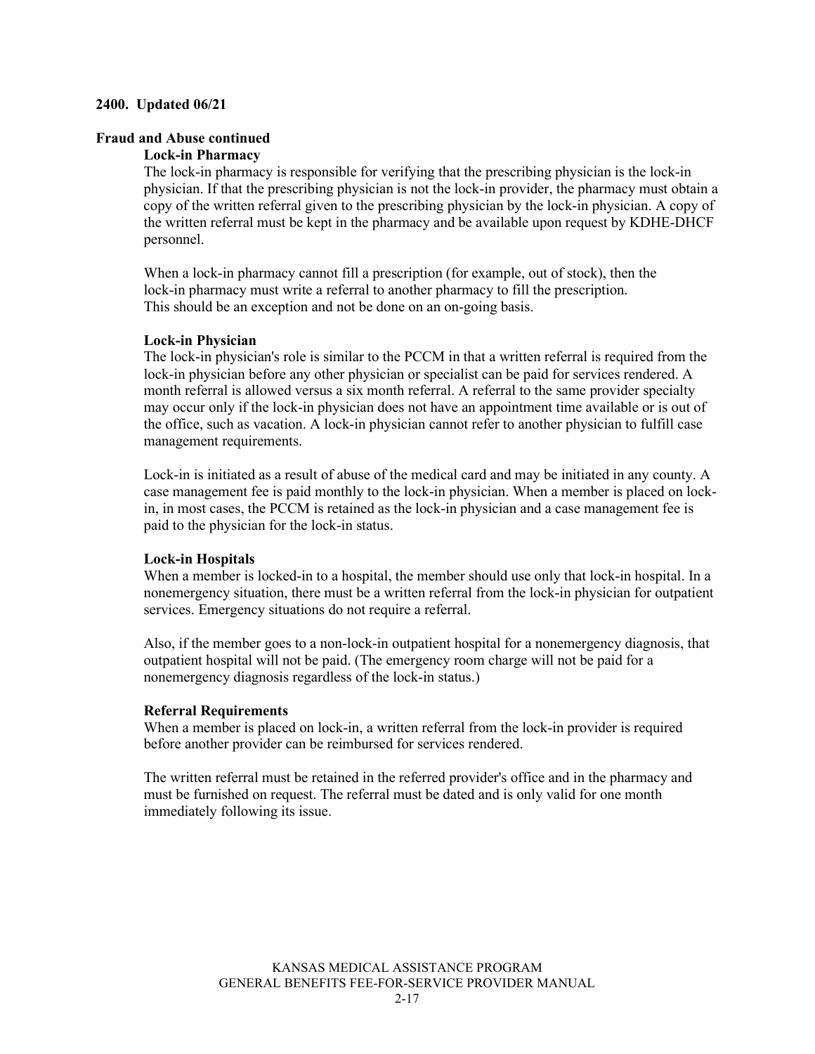**2400. Updated 06/21**

**Fraud and Abuse continued**

**Lock-in Pharmacy**

The lock-in pharmacy is responsible for verifying that the prescribing physician is the lock-in physician. If that the prescribing physician is not the lock-in provider, the pharmacy must obtain a copy of the written referral given to the prescribing physician by the lock-in physician. A copy of the written referral must be kept in the pharmacy and be available upon request by KDHE-DHCF personnel.

When a lock-in pharmacy cannot fill a prescription (for example, out of stock), then the lock-in pharmacy must write a referral to another pharmacy to fill the prescription. This should be an exception and not be done on an on-going basis.

**Lock-in Physician**

The lock-in physician's role is similar to the PCCM in that a written referral is required from the lock-in physician before any other physician or specialist can be paid for services rendered. A month referral is allowed versus a six month referral. A referral to the same provider specialty may occur only if the lock-in physician does not have an appointment time available or is out of the office, such as vacation. A lock-in physician cannot refer to another physician to fulfill case management requirements.

Lock-in is initiated as a result of abuse of the medical card and may be initiated in any county. A case management fee is paid monthly to the lock-in physician. When a member is placed on lock-in, in most cases, the PCCM is retained as the lock-in physician and a case management fee is paid to the physician for the lock-in status.

**Lock-in Hospitals**

When a member is locked-in to a hospital, the member should use only that lock-in hospital. In a nonemergency situation, there must be a written referral from the lock-in physician for outpatient services. Emergency situations do not require a referral.

Also, if the member goes to a non-lock-in outpatient hospital for a nonemergency diagnosis, that outpatient hospital will not be paid. (The emergency room charge will not be paid for a nonemergency diagnosis regardless of the lock-in status.)

**Referral Requirements**

When a member is placed on lock-in, a written referral from the lock-in provider is required before another provider can be reimbursed for services rendered.

The written referral must be retained in the referred provider's office and in the pharmacy and must be furnished on request. The referral must be dated and is only valid for one month immediately following its issue.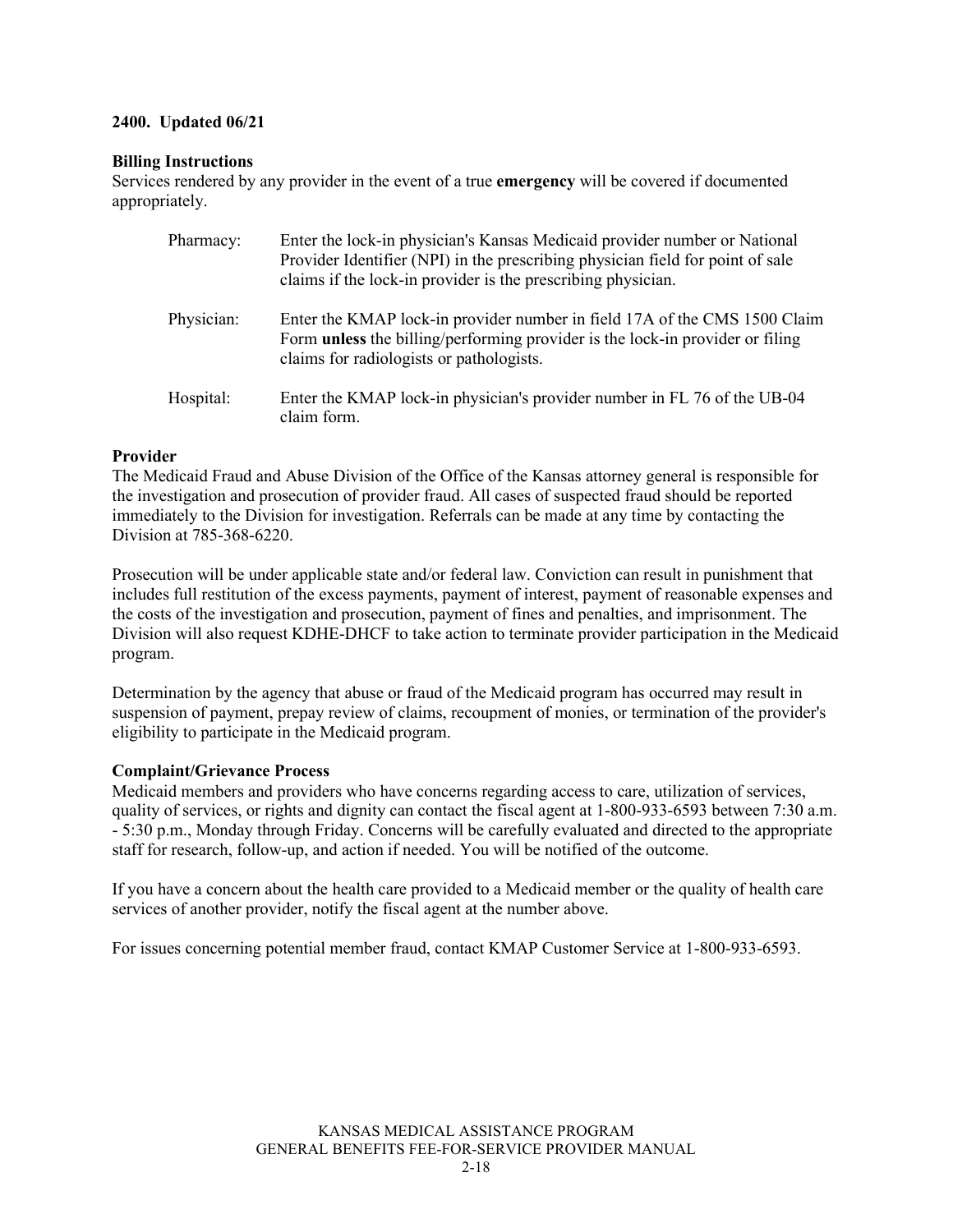**2400. Updated 06/21**

**Billing Instructions**

Services rendered by any provider in the event of a true **emergency** will be covered if documented appropriately.

| | |
|---|---|
| Pharmacy: | Enter the lock-in physician's Kansas Medicaid provider number or National Provider Identifier (NPI) in the prescribing physician field for point of sale claims if the lock-in provider is the prescribing physician. |
| Physician: | Enter the KMAP lock-in provider number in field 17A of the CMS 1500 Claim Form **unless** the billing/performing provider is the lock-in provider or filing claims for radiologists or pathologists. |
| Hospital: | Enter the KMAP lock-in physician's provider number in FL 76 of the UB-04 claim form. |

**Provider**

The Medicaid Fraud and Abuse Division of the Office of the Kansas attorney general is responsible for the investigation and prosecution of provider fraud. All cases of suspected fraud should be reported immediately to the Division for investigation. Referrals can be made at any time by contacting the Division at 785-368-6220.

Prosecution will be under applicable state and/or federal law. Conviction can result in punishment that includes full restitution of the excess payments, payment of interest, payment of reasonable expenses and the costs of the investigation and prosecution, payment of fines and penalties, and imprisonment. The Division will also request KDHE-DHCF to take action to terminate provider participation in the Medicaid program.

Determination by the agency that abuse or fraud of the Medicaid program has occurred may result in suspension of payment, prepay review of claims, recoupment of monies, or termination of the provider's eligibility to participate in the Medicaid program.

**Complaint/Grievance Process**

Medicaid members and providers who have concerns regarding access to care, utilization of services, quality of services, or rights and dignity can contact the fiscal agent at 1-800-933-6593 between 7:30 a.m. - 5:30 p.m., Monday through Friday. Concerns will be carefully evaluated and directed to the appropriate staff for research, follow-up, and action if needed. You will be notified of the outcome.

If you have a concern about the health care provided to a Medicaid member or the quality of health care services of another provider, notify the fiscal agent at the number above.

For issues concerning potential member fraud, contact KMAP Customer Service at 1-800-933-6593.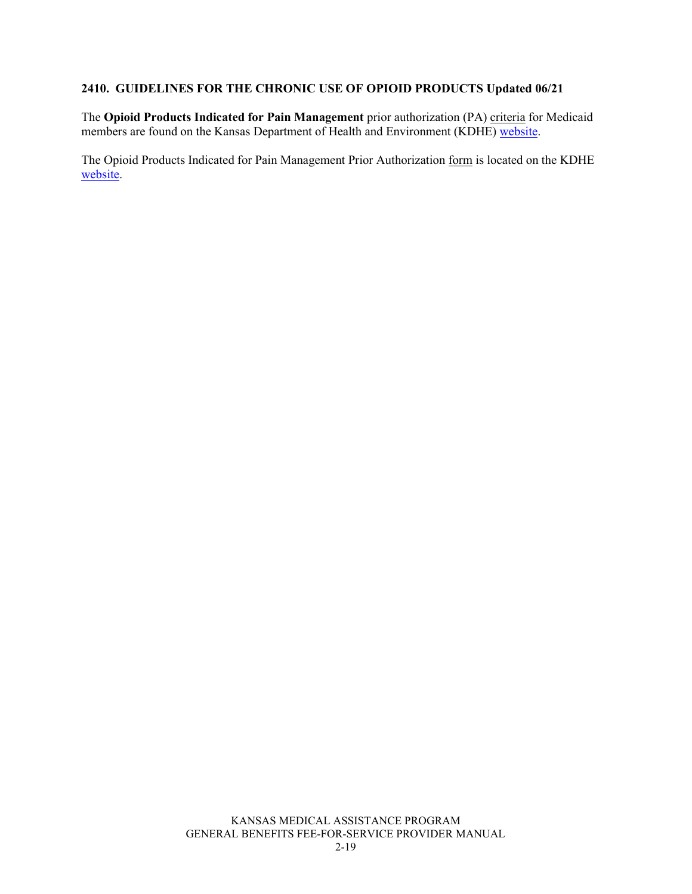## 2410. GUIDELINES FOR THE CHRONIC USE OF OPIOID PRODUCTS Updated 06/21

The **Opioid Products Indicated for Pain Management** prior authorization (PA) criteria for Medicaid members are found on the Kansas Department of Health and Environment (KDHE) website.

The Opioid Products Indicated for Pain Management Prior Authorization form is located on the KDHE website.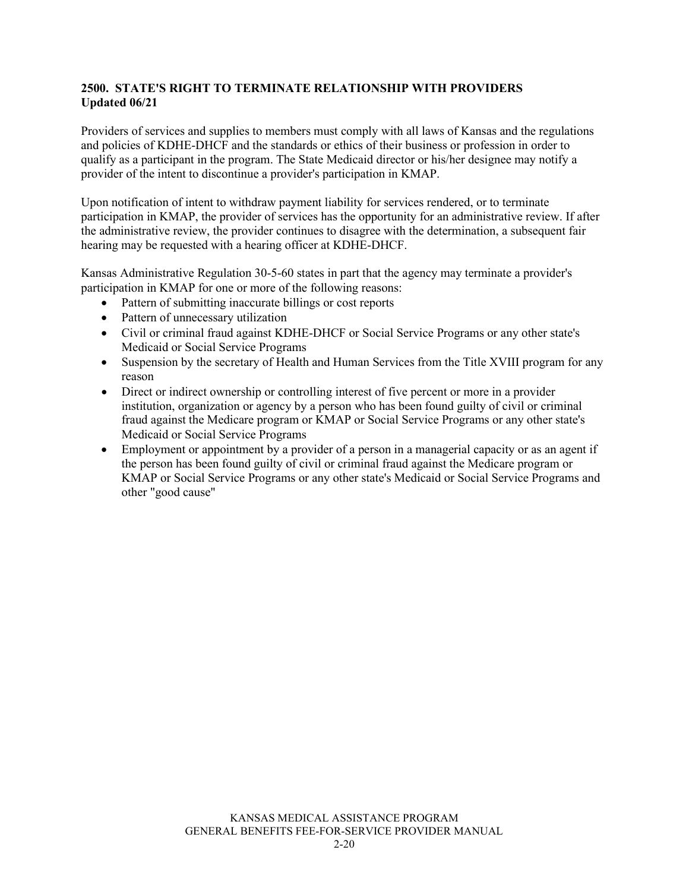## 2500. STATE'S RIGHT TO TERMINATE RELATIONSHIP WITH PROVIDERS

**Updated 06/21**

Providers of services and supplies to members must comply with all laws of Kansas and the regulations and policies of KDHE-DHCF and the standards or ethics of their business or profession in order to qualify as a participant in the program. The State Medicaid director or his/her designee may notify a provider of the intent to discontinue a provider's participation in KMAP.

Upon notification of intent to withdraw payment liability for services rendered, or to terminate participation in KMAP, the provider of services has the opportunity for an administrative review. If after the administrative review, the provider continues to disagree with the determination, a subsequent fair hearing may be requested with a hearing officer at KDHE-DHCF.

Kansas Administrative Regulation 30-5-60 states in part that the agency may terminate a provider's participation in KMAP for one or more of the following reasons:

- Pattern of submitting inaccurate billings or cost reports
- Pattern of unnecessary utilization
- Civil or criminal fraud against KDHE-DHCF or Social Service Programs or any other state's Medicaid or Social Service Programs
- Suspension by the secretary of Health and Human Services from the Title XVIII program for any reason
- Direct or indirect ownership or controlling interest of five percent or more in a provider institution, organization or agency by a person who has been found guilty of civil or criminal fraud against the Medicare program or KMAP or Social Service Programs or any other state's Medicaid or Social Service Programs
- Employment or appointment by a provider of a person in a managerial capacity or as an agent if the person has been found guilty of civil or criminal fraud against the Medicare program or KMAP or Social Service Programs or any other state's Medicaid or Social Service Programs and other "good cause"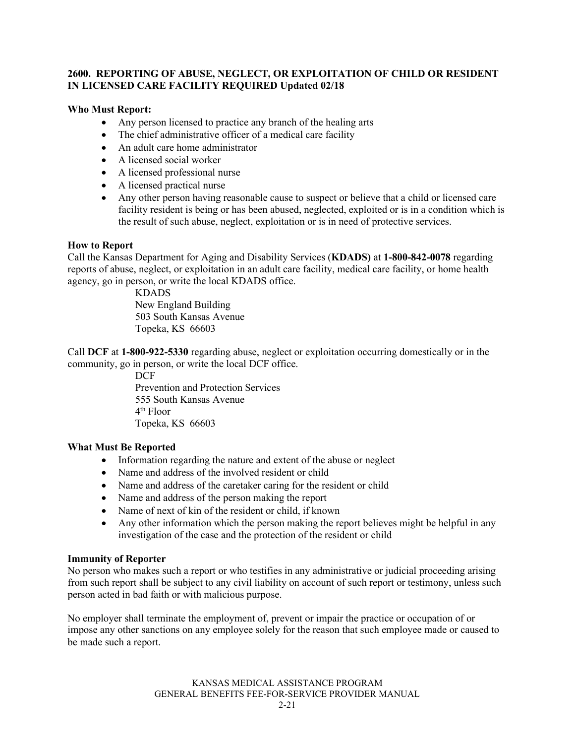## 2600. REPORTING OF ABUSE, NEGLECT, OR EXPLOITATION OF CHILD OR RESIDENT IN LICENSED CARE FACILITY REQUIRED Updated 02/18

**Who Must Report:**

- Any person licensed to practice any branch of the healing arts
- The chief administrative officer of a medical care facility
- An adult care home administrator
- A licensed social worker
- A licensed professional nurse
- A licensed practical nurse
- Any other person having reasonable cause to suspect or believe that a child or licensed care facility resident is being or has been abused, neglected, exploited or is in a condition which is the result of such abuse, neglect, exploitation or is in need of protective services.

**How to Report**

Call the Kansas Department for Aging and Disability Services (**KDADS)** at **1-800-842-0078** regarding reports of abuse, neglect, or exploitation in an adult care facility, medical care facility, or home health agency, go in person, or write the local KDADS office.

KDADS
New England Building
503 South Kansas Avenue
Topeka, KS 66603

Call **DCF** at **1-800-922-5330** regarding abuse, neglect or exploitation occurring domestically or in the community, go in person, or write the local DCF office.

DCF
Prevention and Protection Services
555 South Kansas Avenue
4th Floor
Topeka, KS 66603

**What Must Be Reported**

- Information regarding the nature and extent of the abuse or neglect
- Name and address of the involved resident or child
- Name and address of the caretaker caring for the resident or child
- Name and address of the person making the report
- Name of next of kin of the resident or child, if known
- Any other information which the person making the report believes might be helpful in any investigation of the case and the protection of the resident or child

**Immunity of Reporter**

No person who makes such a report or who testifies in any administrative or judicial proceeding arising from such report shall be subject to any civil liability on account of such report or testimony, unless such person acted in bad faith or with malicious purpose.

No employer shall terminate the employment of, prevent or impair the practice or occupation of or impose any other sanctions on any employee solely for the reason that such employee made or caused to be made such a report.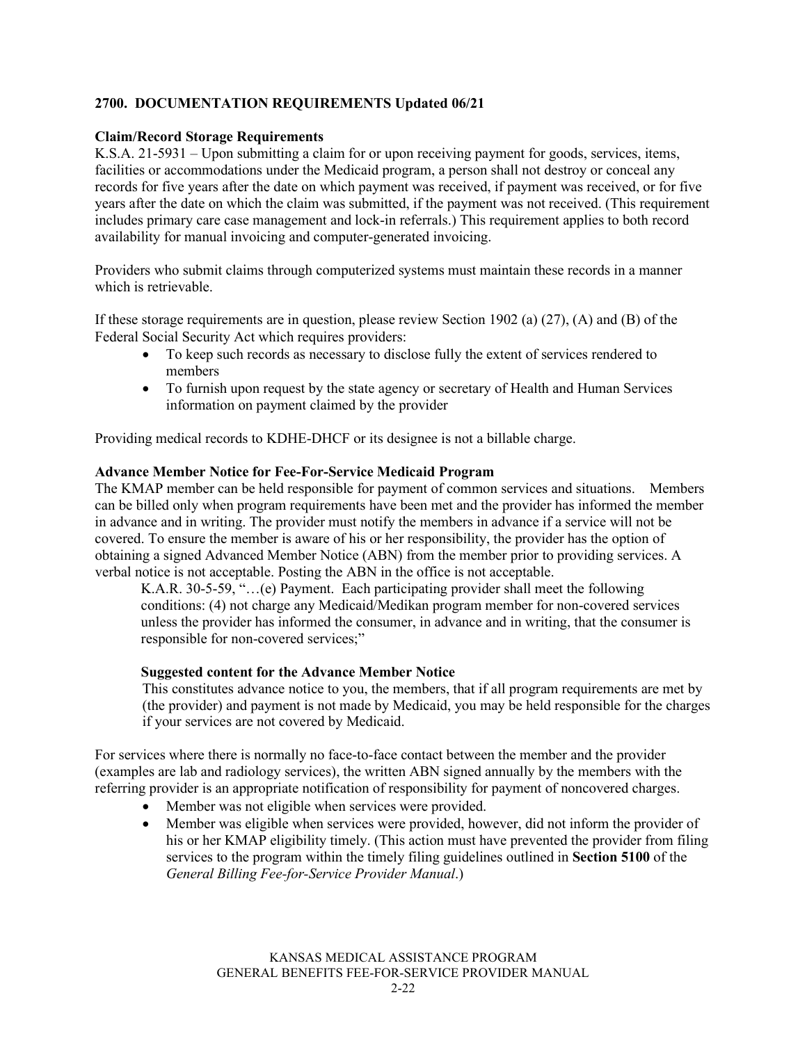## 2700. DOCUMENTATION REQUIREMENTS Updated 06/21

**Claim/Record Storage Requirements**

K.S.A. 21-5931 – Upon submitting a claim for or upon receiving payment for goods, services, items, facilities or accommodations under the Medicaid program, a person shall not destroy or conceal any records for five years after the date on which payment was received, if payment was received, or for five years after the date on which the claim was submitted, if the payment was not received. (This requirement includes primary care case management and lock-in referrals.) This requirement applies to both record availability for manual invoicing and computer-generated invoicing.

Providers who submit claims through computerized systems must maintain these records in a manner which is retrievable.

If these storage requirements are in question, please review Section 1902 (a) (27), (A) and (B) of the Federal Social Security Act which requires providers:

- To keep such records as necessary to disclose fully the extent of services rendered to members
- To furnish upon request by the state agency or secretary of Health and Human Services information on payment claimed by the provider

Providing medical records to KDHE-DHCF or its designee is not a billable charge.

**Advance Member Notice for Fee-For-Service Medicaid Program**

The KMAP member can be held responsible for payment of common services and situations. Members can be billed only when program requirements have been met and the provider has informed the member in advance and in writing. The provider must notify the members in advance if a service will not be covered. To ensure the member is aware of his or her responsibility, the provider has the option of obtaining a signed Advanced Member Notice (ABN) from the member prior to providing services. A verbal notice is not acceptable. Posting the ABN in the office is not acceptable.

> K.A.R. 30-5-59, "…(e) Payment. Each participating provider shall meet the following conditions: (4) not charge any Medicaid/Medikan program member for non-covered services unless the provider has informed the consumer, in advance and in writing, that the consumer is responsible for non-covered services;"
>
> **Suggested content for the Advance Member Notice**
>
> This constitutes advance notice to you, the members, that if all program requirements are met by (the provider) and payment is not made by Medicaid, you may be held responsible for the charges if your services are not covered by Medicaid.

For services where there is normally no face-to-face contact between the member and the provider (examples are lab and radiology services), the written ABN signed annually by the members with the referring provider is an appropriate notification of responsibility for payment of noncovered charges.

- Member was not eligible when services were provided.
- Member was eligible when services were provided, however, did not inform the provider of his or her KMAP eligibility timely. (This action must have prevented the provider from filing services to the program within the timely filing guidelines outlined in **Section 5100** of the *General Billing Fee-for-Service Provider Manual*.)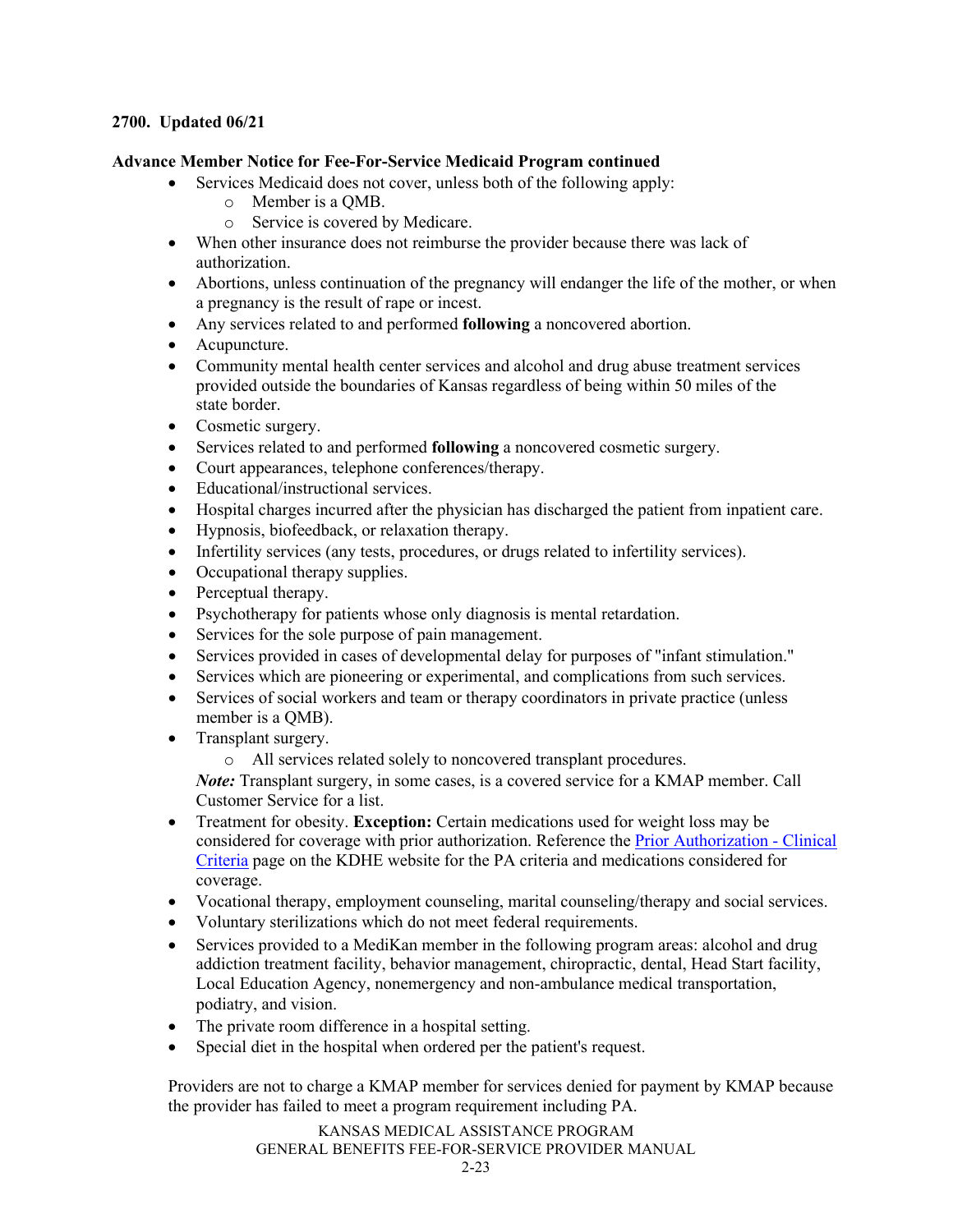**2700. Updated 06/21**

**Advance Member Notice for Fee-For-Service Medicaid Program continued**

- Services Medicaid does not cover, unless both of the following apply:
  - Member is a QMB.
  - Service is covered by Medicare.
- When other insurance does not reimburse the provider because there was lack of authorization.
- Abortions, unless continuation of the pregnancy will endanger the life of the mother, or when a pregnancy is the result of rape or incest.
- Any services related to and performed **following** a noncovered abortion.
- Acupuncture.
- Community mental health center services and alcohol and drug abuse treatment services provided outside the boundaries of Kansas regardless of being within 50 miles of the state border.
- Cosmetic surgery.
- Services related to and performed **following** a noncovered cosmetic surgery.
- Court appearances, telephone conferences/therapy.
- Educational/instructional services.
- Hospital charges incurred after the physician has discharged the patient from inpatient care.
- Hypnosis, biofeedback, or relaxation therapy.
- Infertility services (any tests, procedures, or drugs related to infertility services).
- Occupational therapy supplies.
- Perceptual therapy.
- Psychotherapy for patients whose only diagnosis is mental retardation.
- Services for the sole purpose of pain management.
- Services provided in cases of developmental delay for purposes of "infant stimulation."
- Services which are pioneering or experimental, and complications from such services.
- Services of social workers and team or therapy coordinators in private practice (unless member is a QMB).
- Transplant surgery.
  - All services related solely to noncovered transplant procedures.

  ***Note:*** Transplant surgery, in some cases, is a covered service for a KMAP member. Call Customer Service for a list.
- Treatment for obesity. **Exception:** Certain medications used for weight loss may be considered for coverage with prior authorization. Reference the Prior Authorization - Clinical Criteria page on the KDHE website for the PA criteria and medications considered for coverage.
- Vocational therapy, employment counseling, marital counseling/therapy and social services.
- Voluntary sterilizations which do not meet federal requirements.
- Services provided to a MediKan member in the following program areas: alcohol and drug addiction treatment facility, behavior management, chiropractic, dental, Head Start facility, Local Education Agency, nonemergency and non-ambulance medical transportation, podiatry, and vision.
- The private room difference in a hospital setting.
- Special diet in the hospital when ordered per the patient's request.

Providers are not to charge a KMAP member for services denied for payment by KMAP because the provider has failed to meet a program requirement including PA.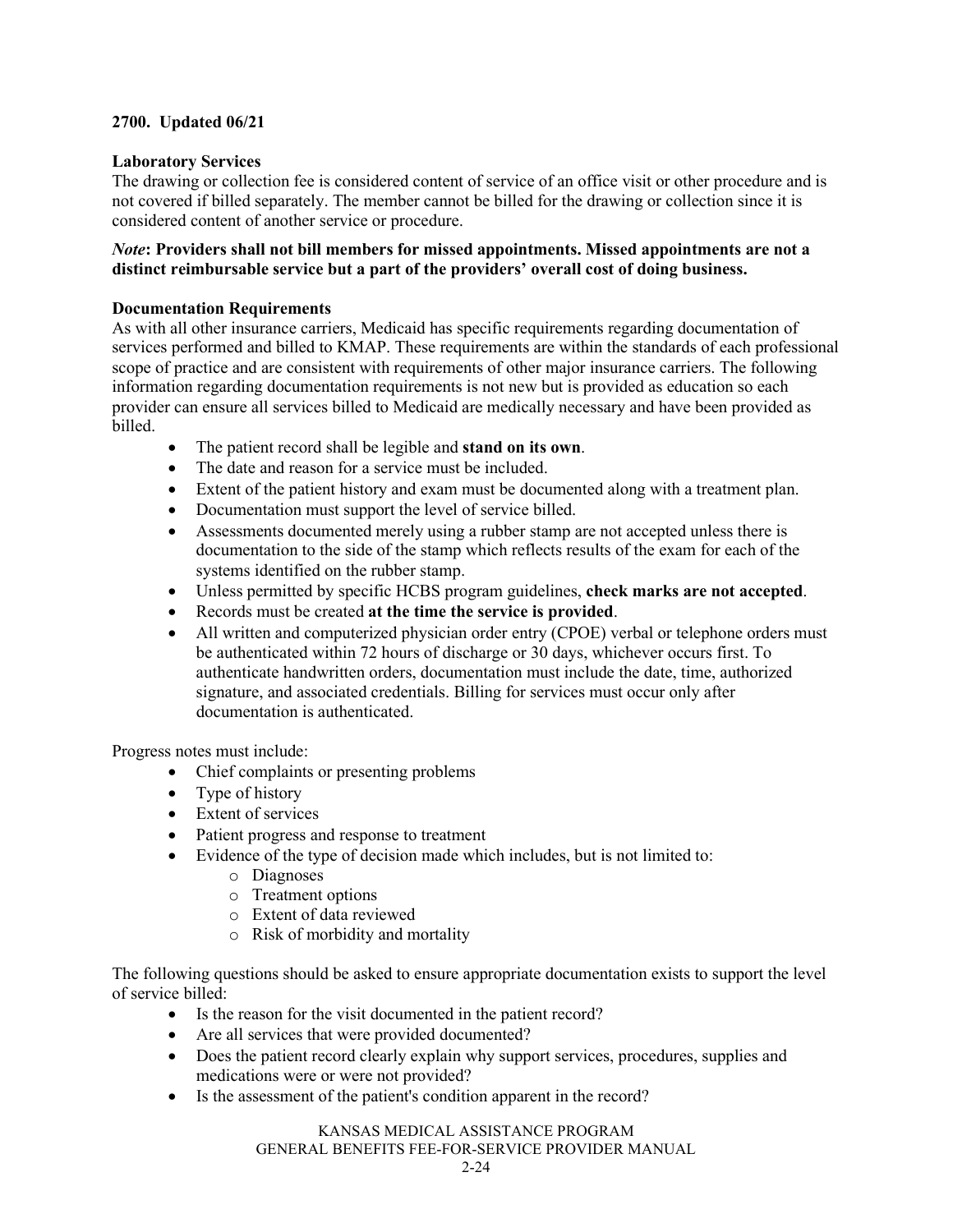**2700. Updated 06/21**

**Laboratory Services**

The drawing or collection fee is considered content of service of an office visit or other procedure and is not covered if billed separately. The member cannot be billed for the drawing or collection since it is considered content of another service or procedure.

***Note*: Providers shall not bill members for missed appointments. Missed appointments are not a distinct reimbursable service but a part of the providers' overall cost of doing business.**

**Documentation Requirements**

As with all other insurance carriers, Medicaid has specific requirements regarding documentation of services performed and billed to KMAP. These requirements are within the standards of each professional scope of practice and are consistent with requirements of other major insurance carriers. The following information regarding documentation requirements is not new but is provided as education so each provider can ensure all services billed to Medicaid are medically necessary and have been provided as billed.

- The patient record shall be legible and **stand on its own**.
- The date and reason for a service must be included.
- Extent of the patient history and exam must be documented along with a treatment plan.
- Documentation must support the level of service billed.
- Assessments documented merely using a rubber stamp are not accepted unless there is documentation to the side of the stamp which reflects results of the exam for each of the systems identified on the rubber stamp.
- Unless permitted by specific HCBS program guidelines, **check marks are not accepted**.
- Records must be created **at the time the service is provided**.
- All written and computerized physician order entry (CPOE) verbal or telephone orders must be authenticated within 72 hours of discharge or 30 days, whichever occurs first. To authenticate handwritten orders, documentation must include the date, time, authorized signature, and associated credentials. Billing for services must occur only after documentation is authenticated.

Progress notes must include:

- Chief complaints or presenting problems
- Type of history
- Extent of services
- Patient progress and response to treatment
- Evidence of the type of decision made which includes, but is not limited to:
  - Diagnoses
  - Treatment options
  - Extent of data reviewed
  - Risk of morbidity and mortality

The following questions should be asked to ensure appropriate documentation exists to support the level of service billed:

- Is the reason for the visit documented in the patient record?
- Are all services that were provided documented?
- Does the patient record clearly explain why support services, procedures, supplies and medications were or were not provided?
- Is the assessment of the patient's condition apparent in the record?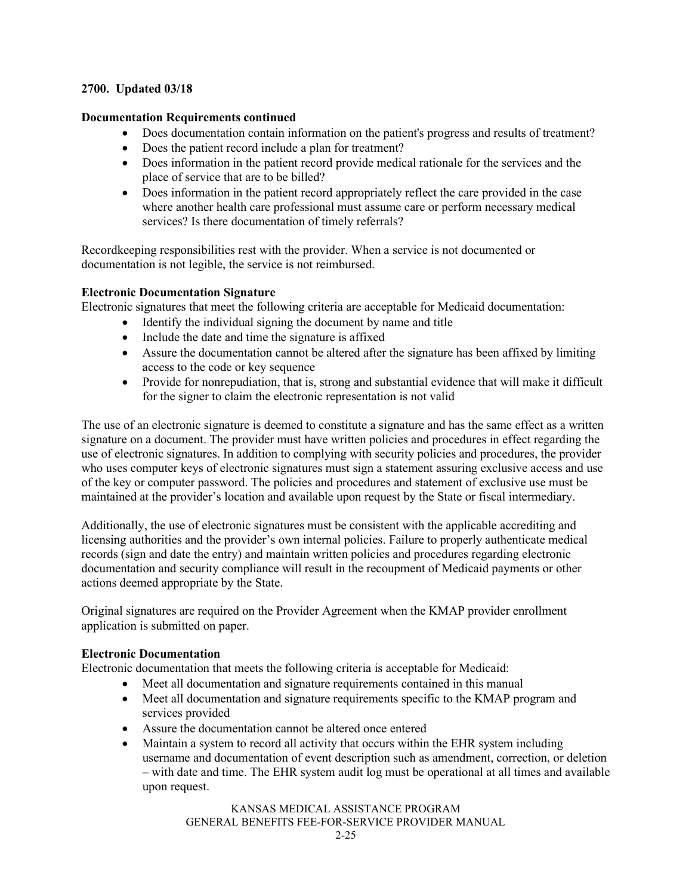**2700. Updated 03/18**

**Documentation Requirements continued**

- Does documentation contain information on the patient's progress and results of treatment?
- Does the patient record include a plan for treatment?
- Does information in the patient record provide medical rationale for the services and the place of service that are to be billed?
- Does information in the patient record appropriately reflect the care provided in the case where another health care professional must assume care or perform necessary medical services? Is there documentation of timely referrals?

Recordkeeping responsibilities rest with the provider. When a service is not documented or documentation is not legible, the service is not reimbursed.

**Electronic Documentation Signature**

Electronic signatures that meet the following criteria are acceptable for Medicaid documentation:

- Identify the individual signing the document by name and title
- Include the date and time the signature is affixed
- Assure the documentation cannot be altered after the signature has been affixed by limiting access to the code or key sequence
- Provide for nonrepudiation, that is, strong and substantial evidence that will make it difficult for the signer to claim the electronic representation is not valid

The use of an electronic signature is deemed to constitute a signature and has the same effect as a written signature on a document. The provider must have written policies and procedures in effect regarding the use of electronic signatures. In addition to complying with security policies and procedures, the provider who uses computer keys of electronic signatures must sign a statement assuring exclusive access and use of the key or computer password. The policies and procedures and statement of exclusive use must be maintained at the provider's location and available upon request by the State or fiscal intermediary.

Additionally, the use of electronic signatures must be consistent with the applicable accrediting and licensing authorities and the provider's own internal policies. Failure to properly authenticate medical records (sign and date the entry) and maintain written policies and procedures regarding electronic documentation and security compliance will result in the recoupment of Medicaid payments or other actions deemed appropriate by the State.

Original signatures are required on the Provider Agreement when the KMAP provider enrollment application is submitted on paper.

**Electronic Documentation**

Electronic documentation that meets the following criteria is acceptable for Medicaid:

- Meet all documentation and signature requirements contained in this manual
- Meet all documentation and signature requirements specific to the KMAP program and services provided
- Assure the documentation cannot be altered once entered
- Maintain a system to record all activity that occurs within the EHR system including username and documentation of event description such as amendment, correction, or deletion – with date and time. The EHR system audit log must be operational at all times and available upon request.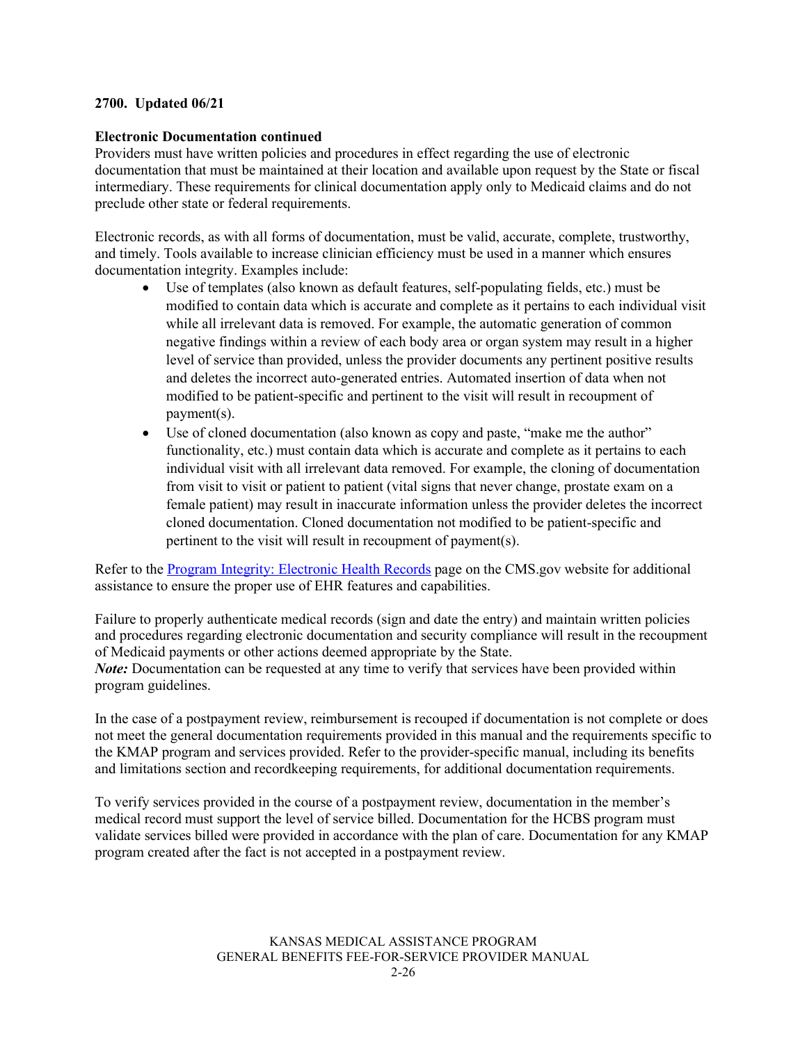**2700. Updated 06/21**

**Electronic Documentation continued**

Providers must have written policies and procedures in effect regarding the use of electronic documentation that must be maintained at their location and available upon request by the State or fiscal intermediary. These requirements for clinical documentation apply only to Medicaid claims and do not preclude other state or federal requirements.

Electronic records, as with all forms of documentation, must be valid, accurate, complete, trustworthy, and timely. Tools available to increase clinician efficiency must be used in a manner which ensures documentation integrity. Examples include:

- Use of templates (also known as default features, self-populating fields, etc.) must be modified to contain data which is accurate and complete as it pertains to each individual visit while all irrelevant data is removed. For example, the automatic generation of common negative findings within a review of each body area or organ system may result in a higher level of service than provided, unless the provider documents any pertinent positive results and deletes the incorrect auto-generated entries. Automated insertion of data when not modified to be patient-specific and pertinent to the visit will result in recoupment of payment(s).
- Use of cloned documentation (also known as copy and paste, "make me the author" functionality, etc.) must contain data which is accurate and complete as it pertains to each individual visit with all irrelevant data removed. For example, the cloning of documentation from visit to visit or patient to patient (vital signs that never change, prostate exam on a female patient) may result in inaccurate information unless the provider deletes the incorrect cloned documentation. Cloned documentation not modified to be patient-specific and pertinent to the visit will result in recoupment of payment(s).

Refer to the Program Integrity: Electronic Health Records page on the CMS.gov website for additional assistance to ensure the proper use of EHR features and capabilities.

Failure to properly authenticate medical records (sign and date the entry) and maintain written policies and procedures regarding electronic documentation and security compliance will result in the recoupment of Medicaid payments or other actions deemed appropriate by the State.

***Note:*** Documentation can be requested at any time to verify that services have been provided within program guidelines.

In the case of a postpayment review, reimbursement is recouped if documentation is not complete or does not meet the general documentation requirements provided in this manual and the requirements specific to the KMAP program and services provided. Refer to the provider-specific manual, including its benefits and limitations section and recordkeeping requirements, for additional documentation requirements.

To verify services provided in the course of a postpayment review, documentation in the member's medical record must support the level of service billed. Documentation for the HCBS program must validate services billed were provided in accordance with the plan of care. Documentation for any KMAP program created after the fact is not accepted in a postpayment review.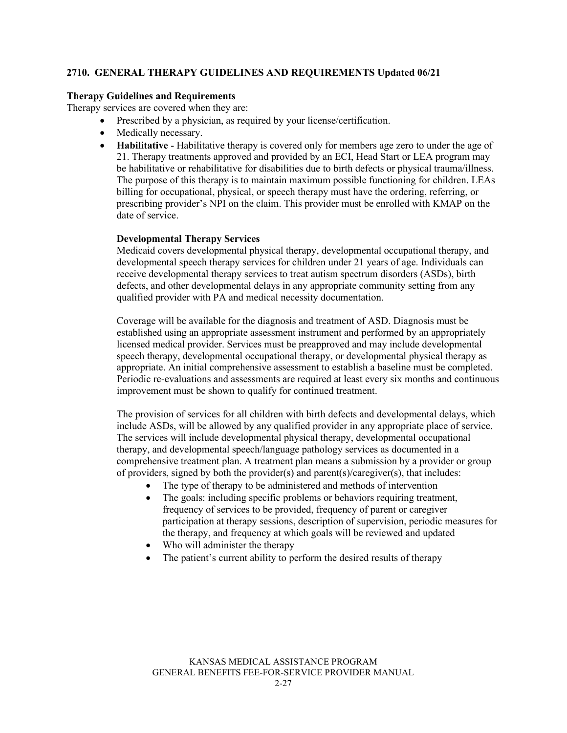## 2710. GENERAL THERAPY GUIDELINES AND REQUIREMENTS Updated 06/21

**Therapy Guidelines and Requirements**

Therapy services are covered when they are:

- Prescribed by a physician, as required by your license/certification.
- Medically necessary.
- **Habilitative** - Habilitative therapy is covered only for members age zero to under the age of 21. Therapy treatments approved and provided by an ECI, Head Start or LEA program may be habilitative or rehabilitative for disabilities due to birth defects or physical trauma/illness. The purpose of this therapy is to maintain maximum possible functioning for children. LEAs billing for occupational, physical, or speech therapy must have the ordering, referring, or prescribing provider's NPI on the claim. This provider must be enrolled with KMAP on the date of service.

  **Developmental Therapy Services**

  Medicaid covers developmental physical therapy, developmental occupational therapy, and developmental speech therapy services for children under 21 years of age. Individuals can receive developmental therapy services to treat autism spectrum disorders (ASDs), birth defects, and other developmental delays in any appropriate community setting from any qualified provider with PA and medical necessity documentation.

  Coverage will be available for the diagnosis and treatment of ASD. Diagnosis must be established using an appropriate assessment instrument and performed by an appropriately licensed medical provider. Services must be preapproved and may include developmental speech therapy, developmental occupational therapy, or developmental physical therapy as appropriate. An initial comprehensive assessment to establish a baseline must be completed. Periodic re-evaluations and assessments are required at least every six months and continuous improvement must be shown to qualify for continued treatment.

  The provision of services for all children with birth defects and developmental delays, which include ASDs, will be allowed by any qualified provider in any appropriate place of service. The services will include developmental physical therapy, developmental occupational therapy, and developmental speech/language pathology services as documented in a comprehensive treatment plan. A treatment plan means a submission by a provider or group of providers, signed by both the provider(s) and parent(s)/caregiver(s), that includes:

  - The type of therapy to be administered and methods of intervention
  - The goals: including specific problems or behaviors requiring treatment, frequency of services to be provided, frequency of parent or caregiver participation at therapy sessions, description of supervision, periodic measures for the therapy, and frequency at which goals will be reviewed and updated
  - Who will administer the therapy
  - The patient's current ability to perform the desired results of therapy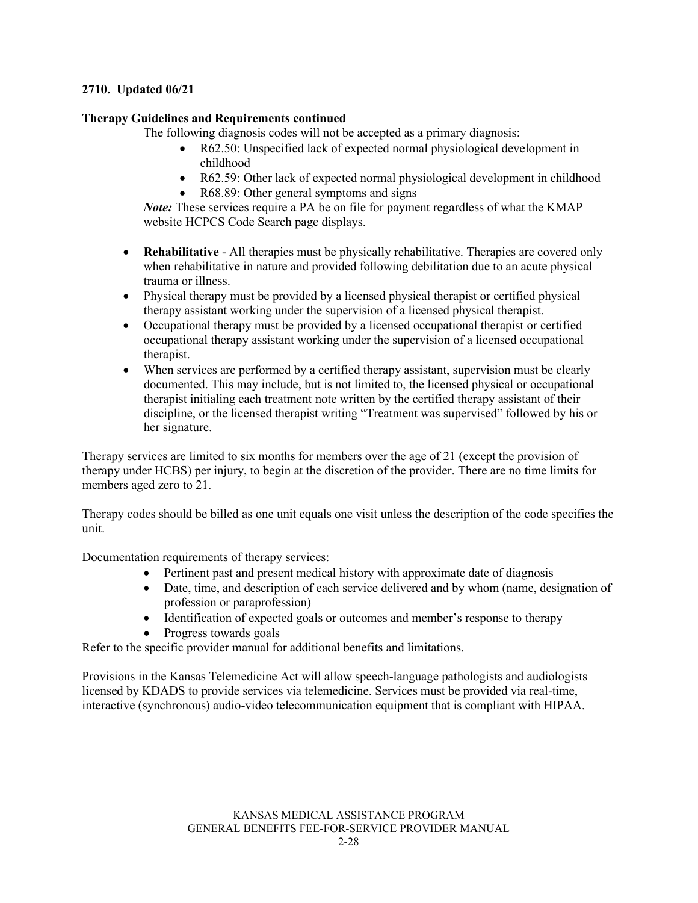**2710. Updated 06/21**

**Therapy Guidelines and Requirements continued**

The following diagnosis codes will not be accepted as a primary diagnosis:

- R62.50: Unspecified lack of expected normal physiological development in childhood
- R62.59: Other lack of expected normal physiological development in childhood
- R68.89: Other general symptoms and signs

***Note:*** These services require a PA be on file for payment regardless of what the KMAP website HCPCS Code Search page displays.

- **Rehabilitative** - All therapies must be physically rehabilitative. Therapies are covered only when rehabilitative in nature and provided following debilitation due to an acute physical trauma or illness.
- Physical therapy must be provided by a licensed physical therapist or certified physical therapy assistant working under the supervision of a licensed physical therapist.
- Occupational therapy must be provided by a licensed occupational therapist or certified occupational therapy assistant working under the supervision of a licensed occupational therapist.
- When services are performed by a certified therapy assistant, supervision must be clearly documented. This may include, but is not limited to, the licensed physical or occupational therapist initialing each treatment note written by the certified therapy assistant of their discipline, or the licensed therapist writing "Treatment was supervised" followed by his or her signature.

Therapy services are limited to six months for members over the age of 21 (except the provision of therapy under HCBS) per injury, to begin at the discretion of the provider. There are no time limits for members aged zero to 21.

Therapy codes should be billed as one unit equals one visit unless the description of the code specifies the unit.

Documentation requirements of therapy services:

- Pertinent past and present medical history with approximate date of diagnosis
- Date, time, and description of each service delivered and by whom (name, designation of profession or paraprofession)
- Identification of expected goals or outcomes and member's response to therapy
- Progress towards goals

Refer to the specific provider manual for additional benefits and limitations.

Provisions in the Kansas Telemedicine Act will allow speech-language pathologists and audiologists licensed by KDADS to provide services via telemedicine. Services must be provided via real-time, interactive (synchronous) audio-video telecommunication equipment that is compliant with HIPAA.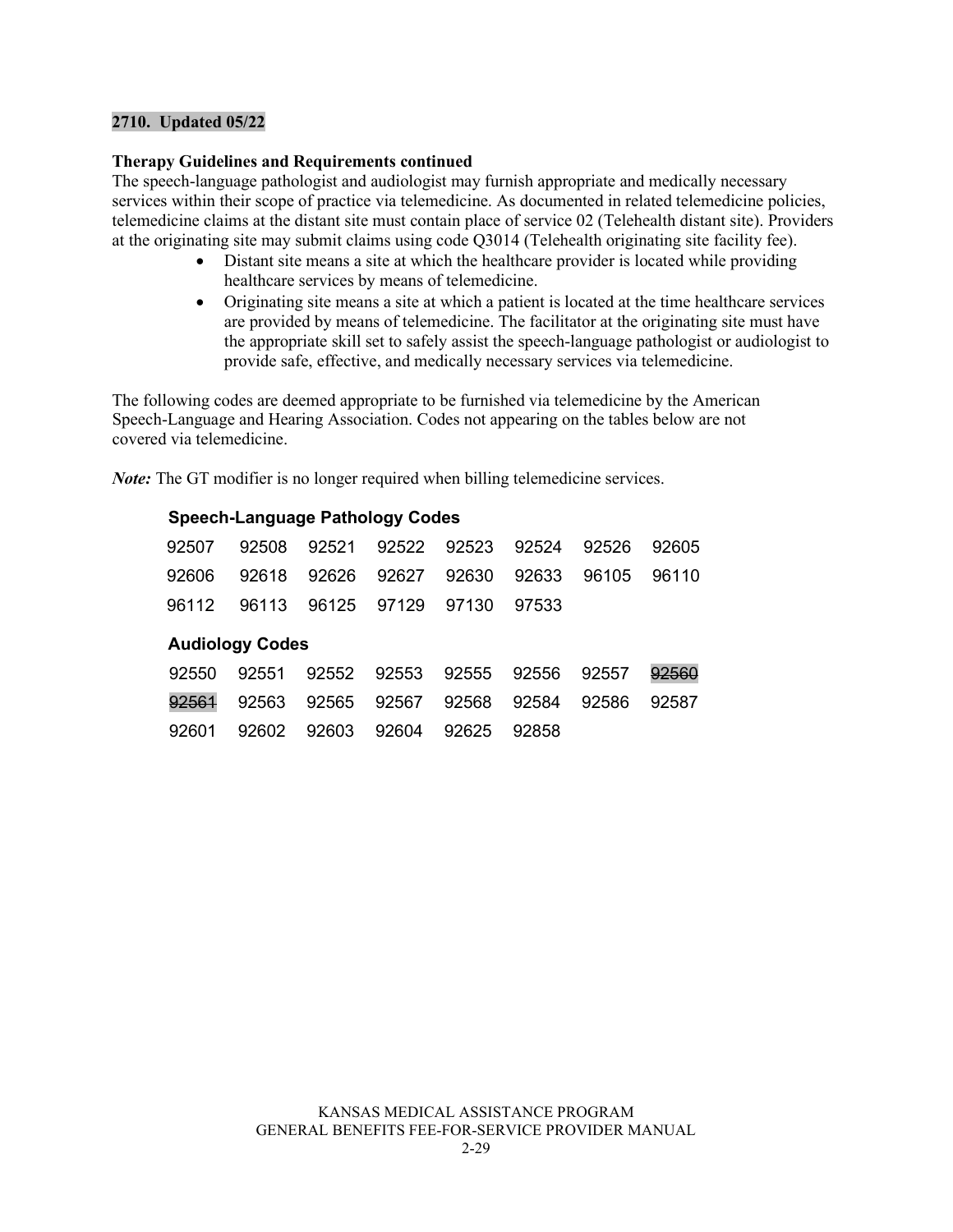**2710. Updated 05/22**

**Therapy Guidelines and Requirements continued**

The speech-language pathologist and audiologist may furnish appropriate and medically necessary services within their scope of practice via telemedicine. As documented in related telemedicine policies, telemedicine claims at the distant site must contain place of service 02 (Telehealth distant site). Providers at the originating site may submit claims using code Q3014 (Telehealth originating site facility fee).

- Distant site means a site at which the healthcare provider is located while providing healthcare services by means of telemedicine.
- Originating site means a site at which a patient is located at the time healthcare services are provided by means of telemedicine. The facilitator at the originating site must have the appropriate skill set to safely assist the speech-language pathologist or audiologist to provide safe, effective, and medically necessary services via telemedicine.

The following codes are deemed appropriate to be furnished via telemedicine by the American Speech-Language and Hearing Association. Codes not appearing on the tables below are not covered via telemedicine.

***Note:*** The GT modifier is no longer required when billing telemedicine services.

**Speech-Language Pathology Codes**

| | | | | | | | |
|---|---|---|---|---|---|---|---|
| 92507 | 92508 | 92521 | 92522 | 92523 | 92524 | 92526 | 92605 |
| 92606 | 92618 | 92626 | 92627 | 92630 | 92633 | 96105 | 96110 |
| 96112 | 96113 | 96125 | 97129 | 97130 | 97533 | | |

**Audiology Codes**

| | | | | | | | |
|---|---|---|---|---|---|---|---|
| 92550 | 92551 | 92552 | 92553 | 92555 | 92556 | 92557 | ~~92560~~ |
| ~~92561~~ | 92563 | 92565 | 92567 | 92568 | 92584 | 92586 | 92587 |
| 92601 | 92602 | 92603 | 92604 | 92625 | 92858 | | |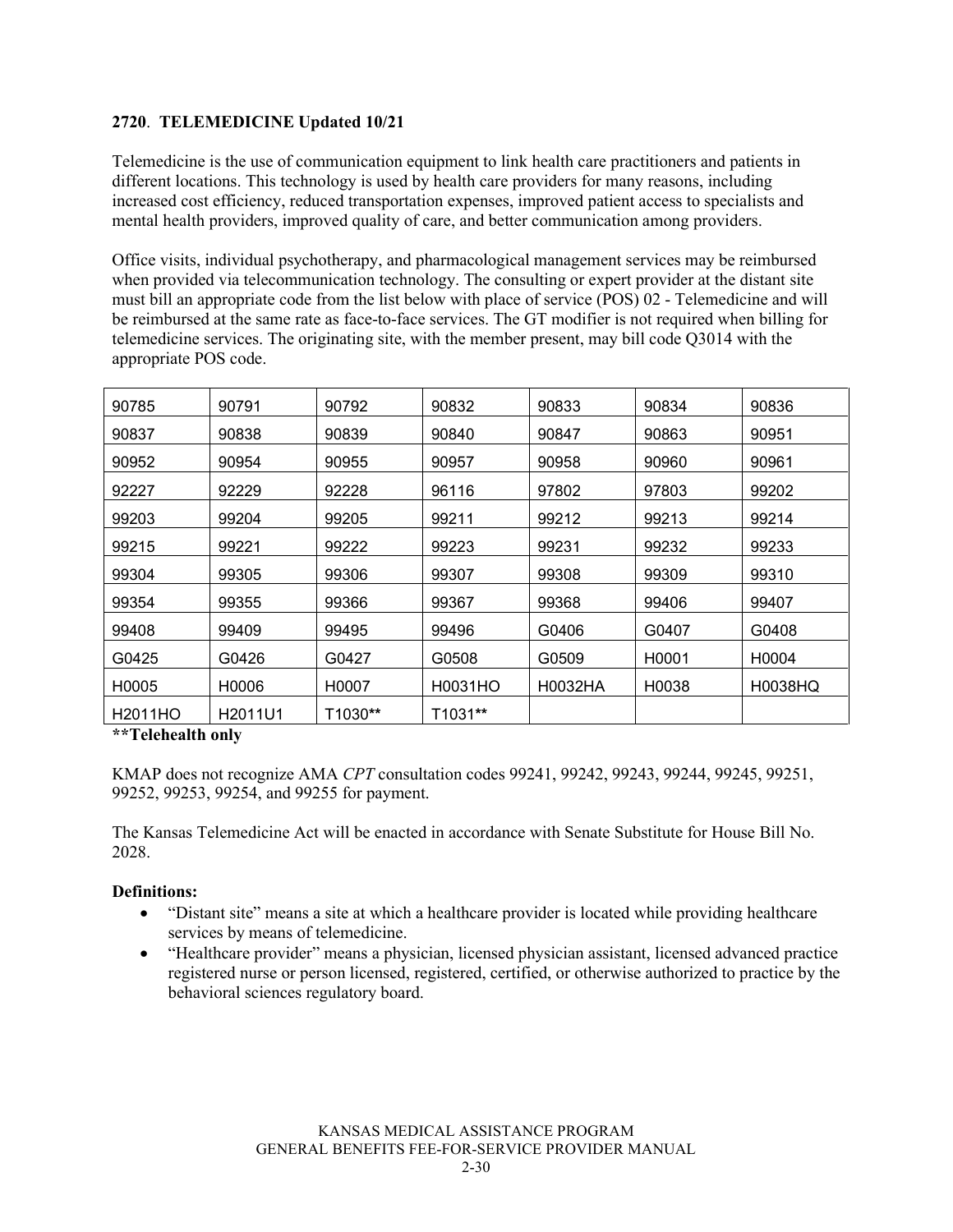**2720**. **TELEMEDICINE Updated 10/21**

Telemedicine is the use of communication equipment to link health care practitioners and patients in different locations. This technology is used by health care providers for many reasons, including increased cost efficiency, reduced transportation expenses, improved patient access to specialists and mental health providers, improved quality of care, and better communication among providers.

Office visits, individual psychotherapy, and pharmacological management services may be reimbursed when provided via telecommunication technology. The consulting or expert provider at the distant site must bill an appropriate code from the list below with place of service (POS) 02 - Telemedicine and will be reimbursed at the same rate as face-to-face services. The GT modifier is not required when billing for telemedicine services. The originating site, with the member present, may bill code Q3014 with the appropriate POS code.

| | | | | | | |
|---|---|---|---|---|---|---|
| 90785 | 90791 | 90792 | 90832 | 90833 | 90834 | 90836 |
| 90837 | 90838 | 90839 | 90840 | 90847 | 90863 | 90951 |
| 90952 | 90954 | 90955 | 90957 | 90958 | 90960 | 90961 |
| 92227 | 92229 | 92228 | 96116 | 97802 | 97803 | 99202 |
| 99203 | 99204 | 99205 | 99211 | 99212 | 99213 | 99214 |
| 99215 | 99221 | 99222 | 99223 | 99231 | 99232 | 99233 |
| 99304 | 99305 | 99306 | 99307 | 99308 | 99309 | 99310 |
| 99354 | 99355 | 99366 | 99367 | 99368 | 99406 | 99407 |
| 99408 | 99409 | 99495 | 99496 | G0406 | G0407 | G0408 |
| G0425 | G0426 | G0427 | G0508 | G0509 | H0001 | H0004 |
| H0005 | H0006 | H0007 | H0031HO | H0032HA | H0038 | H0038HQ |
| H2011HO | H2011U1 | T1030** | T1031** | | | |

****Telehealth only**

KMAP does not recognize AMA *CPT* consultation codes 99241, 99242, 99243, 99244, 99245, 99251, 99252, 99253, 99254, and 99255 for payment.

The Kansas Telemedicine Act will be enacted in accordance with Senate Substitute for House Bill No. 2028.

**Definitions:**

- "Distant site" means a site at which a healthcare provider is located while providing healthcare services by means of telemedicine.
- "Healthcare provider" means a physician, licensed physician assistant, licensed advanced practice registered nurse or person licensed, registered, certified, or otherwise authorized to practice by the behavioral sciences regulatory board.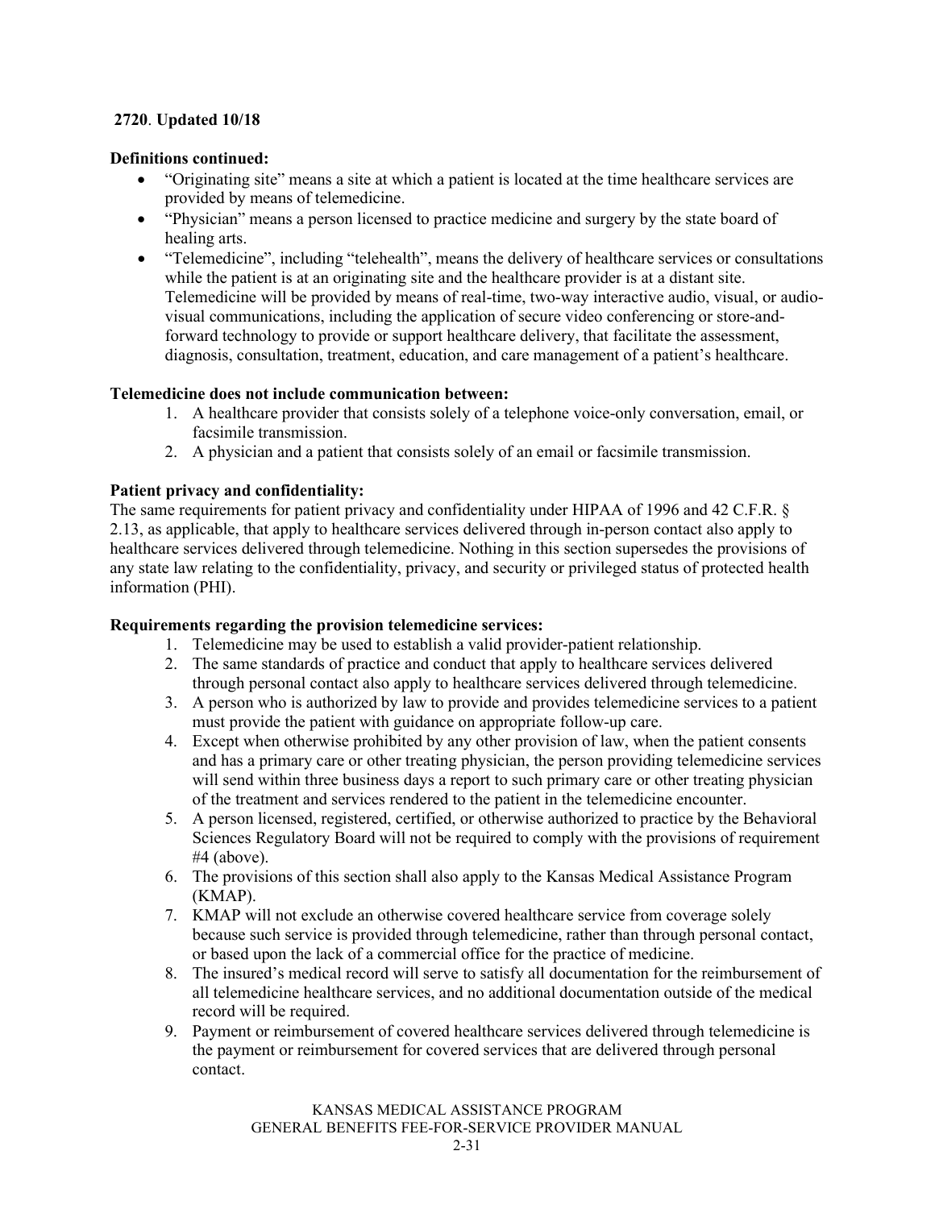**2720**. **Updated 10/18**

**Definitions continued:**

- "Originating site" means a site at which a patient is located at the time healthcare services are provided by means of telemedicine.
- "Physician" means a person licensed to practice medicine and surgery by the state board of healing arts.
- "Telemedicine", including "telehealth", means the delivery of healthcare services or consultations while the patient is at an originating site and the healthcare provider is at a distant site. Telemedicine will be provided by means of real-time, two-way interactive audio, visual, or audio-visual communications, including the application of secure video conferencing or store-and-forward technology to provide or support healthcare delivery, that facilitate the assessment, diagnosis, consultation, treatment, education, and care management of a patient's healthcare.

**Telemedicine does not include communication between:**

1. A healthcare provider that consists solely of a telephone voice-only conversation, email, or facsimile transmission.
2. A physician and a patient that consists solely of an email or facsimile transmission.

**Patient privacy and confidentiality:**

The same requirements for patient privacy and confidentiality under HIPAA of 1996 and 42 C.F.R. § 2.13, as applicable, that apply to healthcare services delivered through in-person contact also apply to healthcare services delivered through telemedicine. Nothing in this section supersedes the provisions of any state law relating to the confidentiality, privacy, and security or privileged status of protected health information (PHI).

**Requirements regarding the provision telemedicine services:**

1. Telemedicine may be used to establish a valid provider-patient relationship.
2. The same standards of practice and conduct that apply to healthcare services delivered through personal contact also apply to healthcare services delivered through telemedicine.
3. A person who is authorized by law to provide and provides telemedicine services to a patient must provide the patient with guidance on appropriate follow-up care.
4. Except when otherwise prohibited by any other provision of law, when the patient consents and has a primary care or other treating physician, the person providing telemedicine services will send within three business days a report to such primary care or other treating physician of the treatment and services rendered to the patient in the telemedicine encounter.
5. A person licensed, registered, certified, or otherwise authorized to practice by the Behavioral Sciences Regulatory Board will not be required to comply with the provisions of requirement #4 (above).
6. The provisions of this section shall also apply to the Kansas Medical Assistance Program (KMAP).
7. KMAP will not exclude an otherwise covered healthcare service from coverage solely because such service is provided through telemedicine, rather than through personal contact, or based upon the lack of a commercial office for the practice of medicine.
8. The insured's medical record will serve to satisfy all documentation for the reimbursement of all telemedicine healthcare services, and no additional documentation outside of the medical record will be required.
9. Payment or reimbursement of covered healthcare services delivered through telemedicine is the payment or reimbursement for covered services that are delivered through personal contact.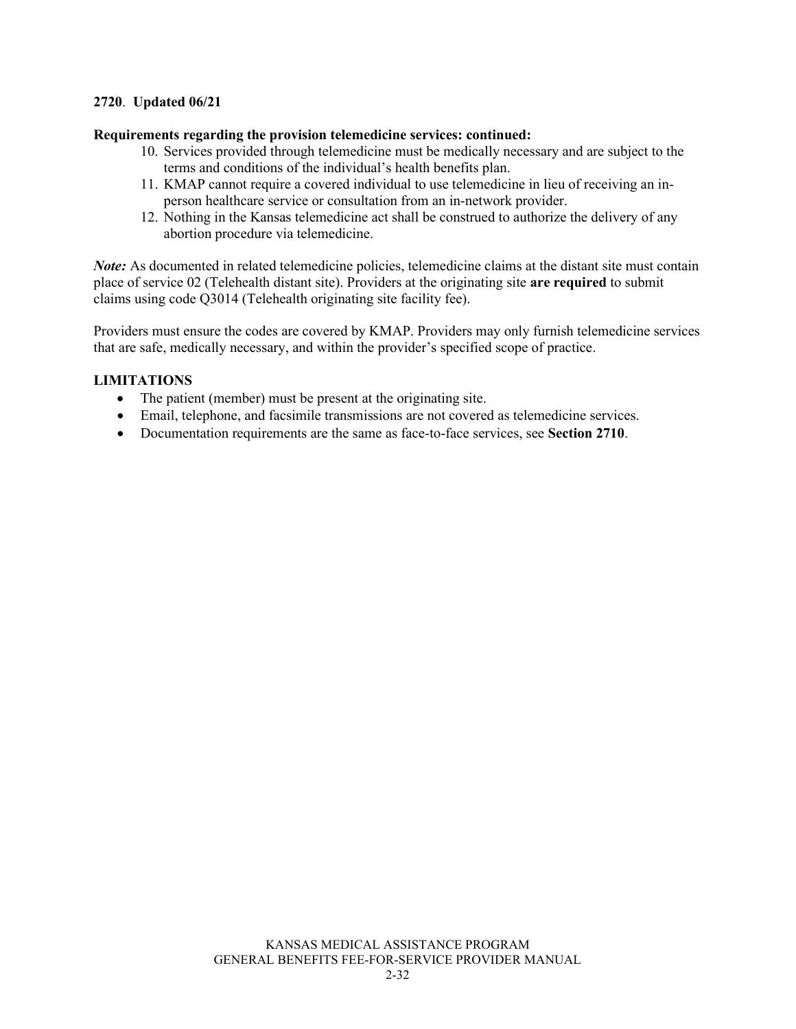**2720**. **Updated 06/21**

**Requirements regarding the provision telemedicine services: continued:**

10. Services provided through telemedicine must be medically necessary and are subject to the terms and conditions of the individual's health benefits plan.
11. KMAP cannot require a covered individual to use telemedicine in lieu of receiving an in-person healthcare service or consultation from an in-network provider.
12. Nothing in the Kansas telemedicine act shall be construed to authorize the delivery of any abortion procedure via telemedicine.

***Note:*** As documented in related telemedicine policies, telemedicine claims at the distant site must contain place of service 02 (Telehealth distant site). Providers at the originating site **are required** to submit claims using code Q3014 (Telehealth originating site facility fee).

Providers must ensure the codes are covered by KMAP. Providers may only furnish telemedicine services that are safe, medically necessary, and within the provider's specified scope of practice.

**LIMITATIONS**

- The patient (member) must be present at the originating site.
- Email, telephone, and facsimile transmissions are not covered as telemedicine services.
- Documentation requirements are the same as face-to-face services, see **Section 2710**.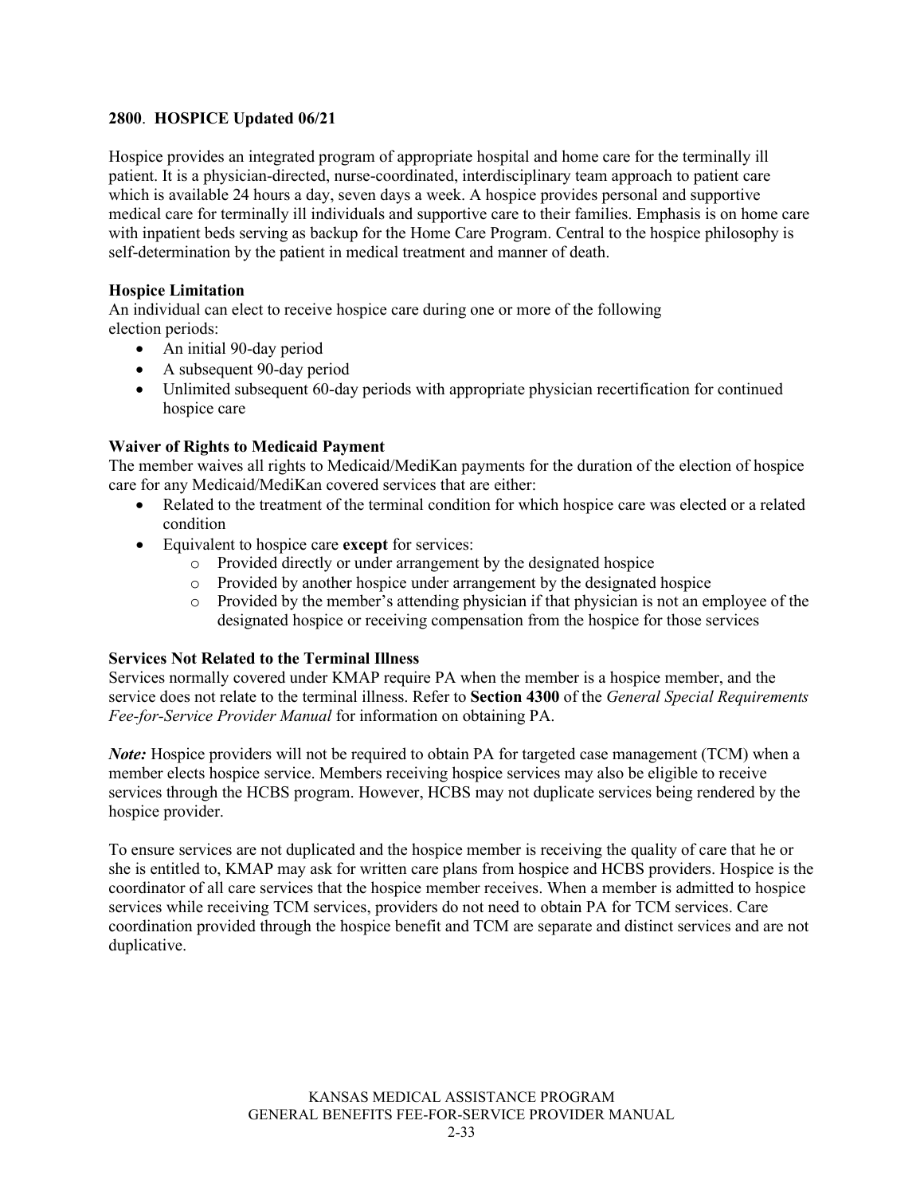## 2800. HOSPICE Updated 06/21

Hospice provides an integrated program of appropriate hospital and home care for the terminally ill patient. It is a physician-directed, nurse-coordinated, interdisciplinary team approach to patient care which is available 24 hours a day, seven days a week. A hospice provides personal and supportive medical care for terminally ill individuals and supportive care to their families. Emphasis is on home care with inpatient beds serving as backup for the Home Care Program. Central to the hospice philosophy is self-determination by the patient in medical treatment and manner of death.

### Hospice Limitation

An individual can elect to receive hospice care during one or more of the following election periods:

- An initial 90-day period
- A subsequent 90-day period
- Unlimited subsequent 60-day periods with appropriate physician recertification for continued hospice care

### Waiver of Rights to Medicaid Payment

The member waives all rights to Medicaid/MediKan payments for the duration of the election of hospice care for any Medicaid/MediKan covered services that are either:

- Related to the treatment of the terminal condition for which hospice care was elected or a related condition
- Equivalent to hospice care **except** for services:
  - Provided directly or under arrangement by the designated hospice
  - Provided by another hospice under arrangement by the designated hospice
  - Provided by the member's attending physician if that physician is not an employee of the designated hospice or receiving compensation from the hospice for those services

### Services Not Related to the Terminal Illness

Services normally covered under KMAP require PA when the member is a hospice member, and the service does not relate to the terminal illness. Refer to **Section 4300** of the *General Special Requirements Fee-for-Service Provider Manual* for information on obtaining PA.

***Note:*** Hospice providers will not be required to obtain PA for targeted case management (TCM) when a member elects hospice service. Members receiving hospice services may also be eligible to receive services through the HCBS program. However, HCBS may not duplicate services being rendered by the hospice provider.

To ensure services are not duplicated and the hospice member is receiving the quality of care that he or she is entitled to, KMAP may ask for written care plans from hospice and HCBS providers. Hospice is the coordinator of all care services that the hospice member receives. When a member is admitted to hospice services while receiving TCM services, providers do not need to obtain PA for TCM services. Care coordination provided through the hospice benefit and TCM are separate and distinct services and are not duplicative.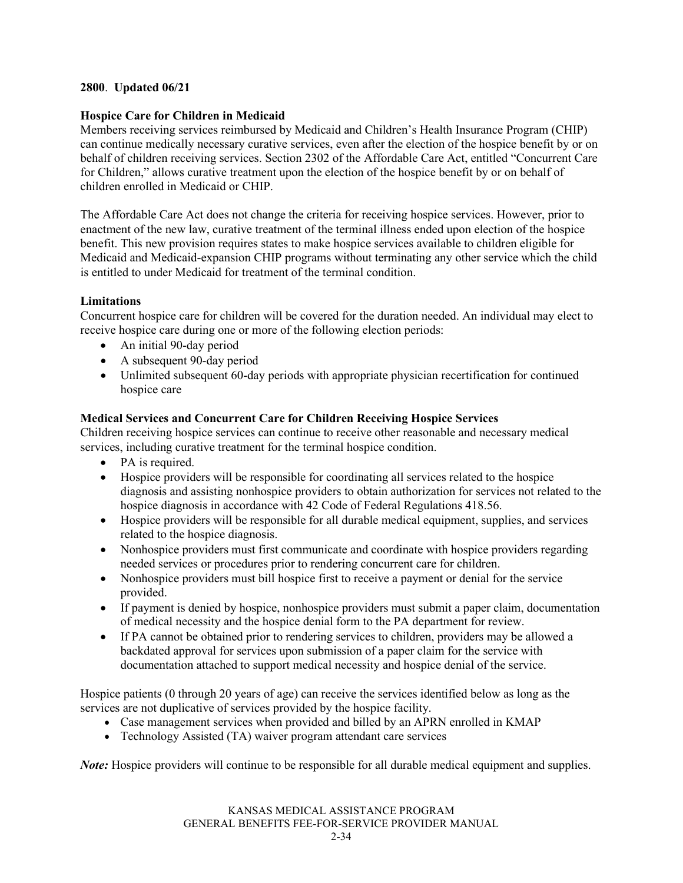**2800**. **Updated 06/21**

**Hospice Care for Children in Medicaid**

Members receiving services reimbursed by Medicaid and Children's Health Insurance Program (CHIP) can continue medically necessary curative services, even after the election of the hospice benefit by or on behalf of children receiving services. Section 2302 of the Affordable Care Act, entitled "Concurrent Care for Children," allows curative treatment upon the election of the hospice benefit by or on behalf of children enrolled in Medicaid or CHIP.

The Affordable Care Act does not change the criteria for receiving hospice services. However, prior to enactment of the new law, curative treatment of the terminal illness ended upon election of the hospice benefit. This new provision requires states to make hospice services available to children eligible for Medicaid and Medicaid-expansion CHIP programs without terminating any other service which the child is entitled to under Medicaid for treatment of the terminal condition.

**Limitations**

Concurrent hospice care for children will be covered for the duration needed. An individual may elect to receive hospice care during one or more of the following election periods:

- An initial 90-day period
- A subsequent 90-day period
- Unlimited subsequent 60-day periods with appropriate physician recertification for continued hospice care

**Medical Services and Concurrent Care for Children Receiving Hospice Services**

Children receiving hospice services can continue to receive other reasonable and necessary medical services, including curative treatment for the terminal hospice condition.

- PA is required.
- Hospice providers will be responsible for coordinating all services related to the hospice diagnosis and assisting nonhospice providers to obtain authorization for services not related to the hospice diagnosis in accordance with 42 Code of Federal Regulations 418.56.
- Hospice providers will be responsible for all durable medical equipment, supplies, and services related to the hospice diagnosis.
- Nonhospice providers must first communicate and coordinate with hospice providers regarding needed services or procedures prior to rendering concurrent care for children.
- Nonhospice providers must bill hospice first to receive a payment or denial for the service provided.
- If payment is denied by hospice, nonhospice providers must submit a paper claim, documentation of medical necessity and the hospice denial form to the PA department for review.
- If PA cannot be obtained prior to rendering services to children, providers may be allowed a backdated approval for services upon submission of a paper claim for the service with documentation attached to support medical necessity and hospice denial of the service.

Hospice patients (0 through 20 years of age) can receive the services identified below as long as the services are not duplicative of services provided by the hospice facility.

- Case management services when provided and billed by an APRN enrolled in KMAP
- Technology Assisted (TA) waiver program attendant care services

***Note:*** Hospice providers will continue to be responsible for all durable medical equipment and supplies.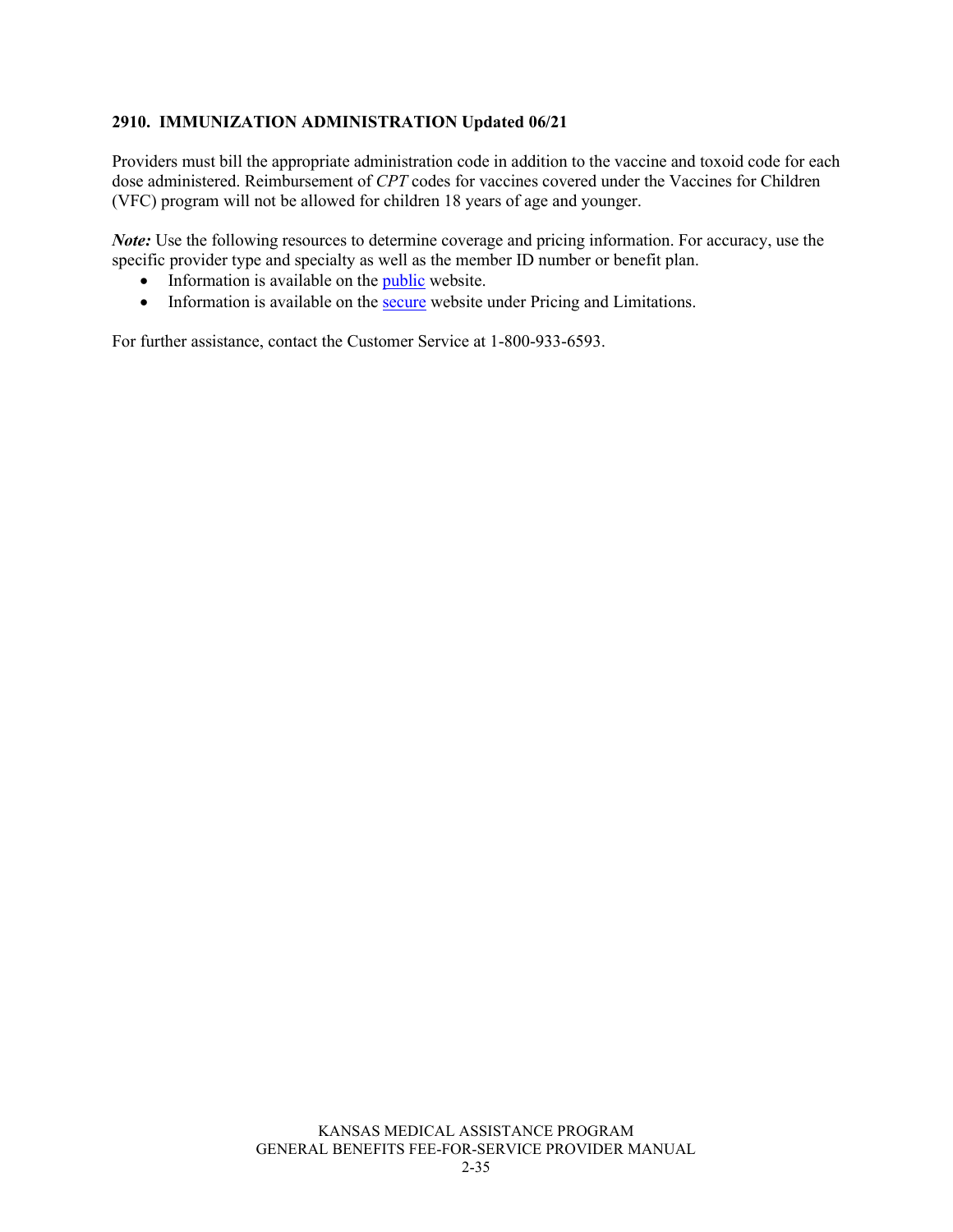## 2910. IMMUNIZATION ADMINISTRATION Updated 06/21

Providers must bill the appropriate administration code in addition to the vaccine and toxoid code for each dose administered. Reimbursement of *CPT* codes for vaccines covered under the Vaccines for Children (VFC) program will not be allowed for children 18 years of age and younger.

***Note:*** Use the following resources to determine coverage and pricing information. For accuracy, use the specific provider type and specialty as well as the member ID number or benefit plan.

- Information is available on the public website.
- Information is available on the secure website under Pricing and Limitations.

For further assistance, contact the Customer Service at 1-800-933-6593.